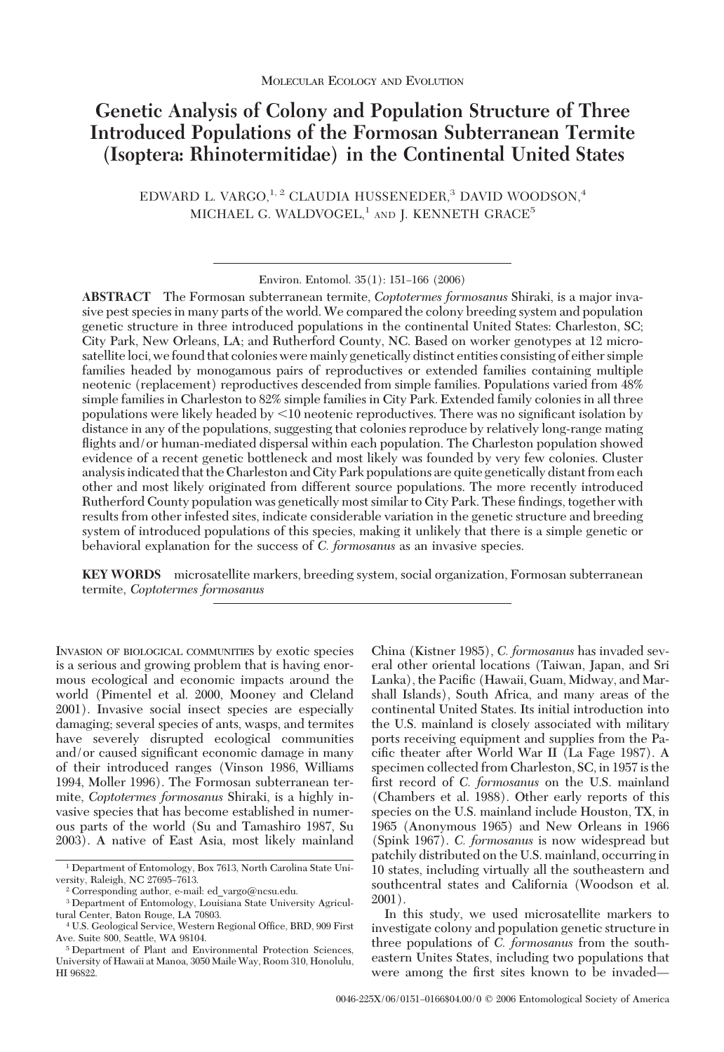Molecular Ecology and Evolution

# Genetic Analysis of Colony and Population Structure of Three Introduced Populations of the Formosan Subterranean Termite (Isoptera: Rhinotermitidae) in the Continental United States

EDWARD L. VARGO,[1,2] CLAUDIA HUSSENEDER,[3] DAVID WOODSON,[4] MICHAEL G. WALDVOGEL,[1] AND J. KENNETH GRACE[5]

Environ. Entomol. 35(1): 151–166 (2006)

**ABSTRACT** The Formosan subterranean termite, *Coptotermes formosanus* Shiraki, is a major invasive pest species in many parts of the world. We compared the colony breeding system and population genetic structure in three introduced populations in the continental United States: Charleston, SC; City Park, New Orleans, LA; and Rutherford County, NC. Based on worker genotypes at 12 microsatellite loci, we found that colonies were mainly genetically distinct entities consisting of either simple families headed by monogamous pairs of reproductives or extended families containing multiple neotenic (replacement) reproductives descended from simple families. Populations varied from 48% simple families in Charleston to 82% simple families in City Park. Extended family colonies in all three populations were likely headed by <10 neotenic reproductives. There was no significant isolation by distance in any of the populations, suggesting that colonies reproduce by relatively long-range mating flights and/or human-mediated dispersal within each population. The Charleston population showed evidence of a recent genetic bottleneck and most likely was founded by very few colonies. Cluster analysis indicated that the Charleston and City Park populations are quite genetically distant from each other and most likely originated from different source populations. The more recently introduced Rutherford County population was genetically most similar to City Park. These findings, together with results from other infested sites, indicate considerable variation in the genetic structure and breeding system of introduced populations of this species, making it unlikely that there is a simple genetic or behavioral explanation for the success of *C. formosanus* as an invasive species.

**KEY WORDS** microsatellite markers, breeding system, social organization, Formosan subterranean termite, *Coptotermes formosanus*

Invasion of biological communities by exotic species is a serious and growing problem that is having enormous ecological and economic impacts around the world (Pimentel et al. 2000, Mooney and Cleland 2001). Invasive social insect species are especially damaging; several species of ants, wasps, and termites have severely disrupted ecological communities and/or caused significant economic damage in many of their introduced ranges (Vinson 1986, Williams 1994, Moller 1996). The Formosan subterranean termite, *Coptotermes formosanus* Shiraki, is a highly invasive species that has become established in numerous parts of the world (Su and Tamashiro 1987, Su 2003). A native of East Asia, most likely mainland China (Kistner 1985), *C. formosanus* has invaded several other oriental locations (Taiwan, Japan, and Sri Lanka), the Pacific (Hawaii, Guam, Midway, and Marshall Islands), South Africa, and many areas of the continental United States. Its initial introduction into the U.S. mainland is closely associated with military ports receiving equipment and supplies from the Pacific theater after World War II (La Fage 1987). A specimen collected from Charleston, SC, in 1957 is the first record of *C. formosanus* on the U.S. mainland (Chambers et al. 1988). Other early reports of this species on the U.S. mainland include Houston, TX, in 1965 (Anonymous 1965) and New Orleans in 1966 (Spink 1967). *C. formosanus* is now widespread but patchily distributed on the U.S. mainland, occurring in 10 states, including virtually all the southeastern and southcentral states and California (Woodson et al. 2001).

In this study, we used microsatellite markers to investigate colony and population genetic structure in three populations of *C. formosanus* from the southeastern Unites States, including two populations that were among the first sites known to be invaded—

[1] Department of Entomology, Box 7613, North Carolina State University, Raleigh, NC 27695–7613.

[2] Corresponding author, e-mail: ed_vargo@ncsu.edu.

[3] Department of Entomology, Louisiana State University Agricultural Center, Baton Rouge, LA 70803.

[4] U.S. Geological Service, Western Regional Office, BRD, 909 First Ave. Suite 800, Seattle, WA 98104.

[5] Department of Plant and Environmental Protection Sciences, University of Hawaii at Manoa, 3050 Maile Way, Room 310, Honolulu, HI 96822.

0046-225X/06/0151–0166$04.00/0 © 2006 Entomological Society of America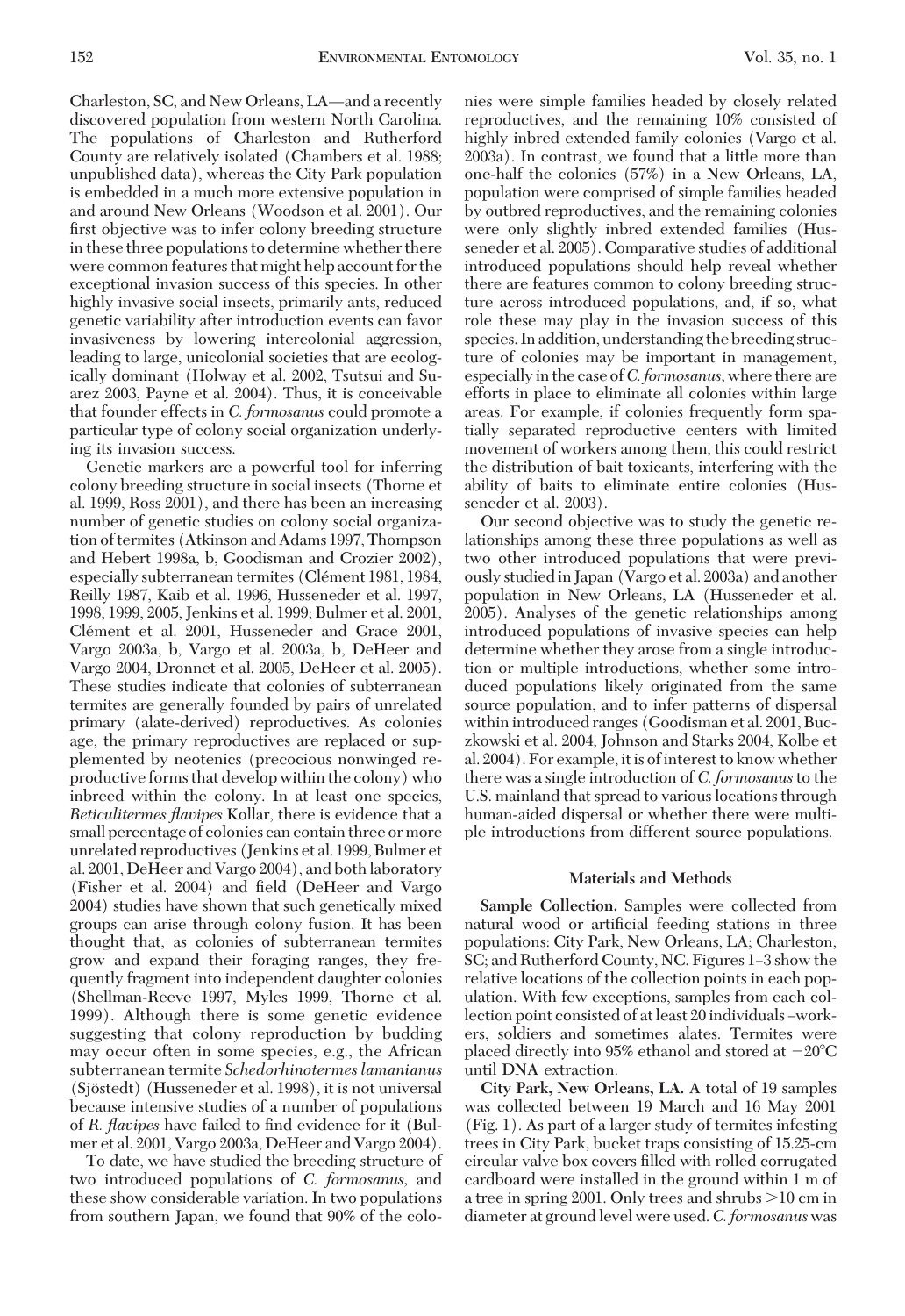Charleston, SC, and New Orleans, LA—and a recently discovered population from western North Carolina. The populations of Charleston and Rutherford County are relatively isolated (Chambers et al. 1988; unpublished data), whereas the City Park population is embedded in a much more extensive population in and around New Orleans (Woodson et al. 2001). Our first objective was to infer colony breeding structure in these three populations to determine whether there were common features that might help account for the exceptional invasion success of this species. In other highly invasive social insects, primarily ants, reduced genetic variability after introduction events can favor invasiveness by lowering intercolonial aggression, leading to large, unicolonial societies that are ecologically dominant (Holway et al. 2002, Tsutsui and Suarez 2003, Payne et al. 2004). Thus, it is conceivable that founder effects in *C. formosanus* could promote a particular type of colony social organization underlying its invasion success.

Genetic markers are a powerful tool for inferring colony breeding structure in social insects (Thorne et al. 1999, Ross 2001), and there has been an increasing number of genetic studies on colony social organization of termites (Atkinson and Adams 1997, Thompson and Hebert 1998a, b, Goodisman and Crozier 2002), especially subterranean termites (Clément 1981, 1984, Reilly 1987, Kaib et al. 1996, Husseneder et al. 1997, 1998, 1999, 2005, Jenkins et al. 1999; Bulmer et al. 2001, Clément et al. 2001, Husseneder and Grace 2001, Vargo 2003a, b, Vargo et al. 2003a, b, DeHeer and Vargo 2004, Dronnet et al. 2005, DeHeer et al. 2005). These studies indicate that colonies of subterranean termites are generally founded by pairs of unrelated primary (alate-derived) reproductives. As colonies age, the primary reproductives are replaced or supplemented by neotenics (precocious nonwinged reproductive forms that develop within the colony) who inbreed within the colony. In at least one species, *Reticulitermes flavipes* Kollar, there is evidence that a small percentage of colonies can contain three or more unrelated reproductives (Jenkins et al. 1999, Bulmer et al. 2001, DeHeer and Vargo 2004), and both laboratory (Fisher et al. 2004) and field (DeHeer and Vargo 2004) studies have shown that such genetically mixed groups can arise through colony fusion. It has been thought that, as colonies of subterranean termites grow and expand their foraging ranges, they frequently fragment into independent daughter colonies (Shellman-Reeve 1997, Myles 1999, Thorne et al. 1999). Although there is some genetic evidence suggesting that colony reproduction by budding may occur often in some species, e.g., the African subterranean termite *Schedorhinotermes lamanianus* (Sjöstedt) (Husseneder et al. 1998), it is not universal because intensive studies of a number of populations of *R. flavipes* have failed to find evidence for it (Bulmer et al. 2001, Vargo 2003a, DeHeer and Vargo 2004).

To date, we have studied the breeding structure of two introduced populations of *C. formosanus,* and these show considerable variation. In two populations from southern Japan, we found that 90% of the colonies were simple families headed by closely related reproductives, and the remaining 10% consisted of highly inbred extended family colonies (Vargo et al. 2003a). In contrast, we found that a little more than one-half the colonies (57%) in a New Orleans, LA, population were comprised of simple families headed by outbred reproductives, and the remaining colonies were only slightly inbred extended families (Husseneder et al. 2005). Comparative studies of additional introduced populations should help reveal whether there are features common to colony breeding structure across introduced populations, and, if so, what role these may play in the invasion success of this species. In addition, understanding the breeding structure of colonies may be important in management, especially in the case of *C. formosanus,* where there are efforts in place to eliminate all colonies within large areas. For example, if colonies frequently form spatially separated reproductive centers with limited movement of workers among them, this could restrict the distribution of bait toxicants, interfering with the ability of baits to eliminate entire colonies (Husseneder et al. 2003).

Our second objective was to study the genetic relationships among these three populations as well as two other introduced populations that were previously studied in Japan (Vargo et al. 2003a) and another population in New Orleans, LA (Husseneder et al. 2005). Analyses of the genetic relationships among introduced populations of invasive species can help determine whether they arose from a single introduction or multiple introductions, whether some introduced populations likely originated from the same source population, and to infer patterns of dispersal within introduced ranges (Goodisman et al. 2001, Buczkowski et al. 2004, Johnson and Starks 2004, Kolbe et al. 2004). For example, it is of interest to know whether there was a single introduction of *C. formosanus* to the U.S. mainland that spread to various locations through human-aided dispersal or whether there were multiple introductions from different source populations.

## Materials and Methods

**Sample Collection.** Samples were collected from natural wood or artificial feeding stations in three populations: City Park, New Orleans, LA; Charleston, SC; and Rutherford County, NC. Figures 1–3 show the relative locations of the collection points in each population. With few exceptions, samples from each collection point consisted of at least 20 individuals–workers, soldiers and sometimes alates. Termites were placed directly into 95% ethanol and stored at −20°C until DNA extraction.

**City Park, New Orleans, LA.** A total of 19 samples was collected between 19 March and 16 May 2001 (Fig. 1). As part of a larger study of termites infesting trees in City Park, bucket traps consisting of 15.25-cm circular valve box covers filled with rolled corrugated cardboard were installed in the ground within 1 m of a tree in spring 2001. Only trees and shrubs >10 cm in diameter at ground level were used. *C. formosanus* was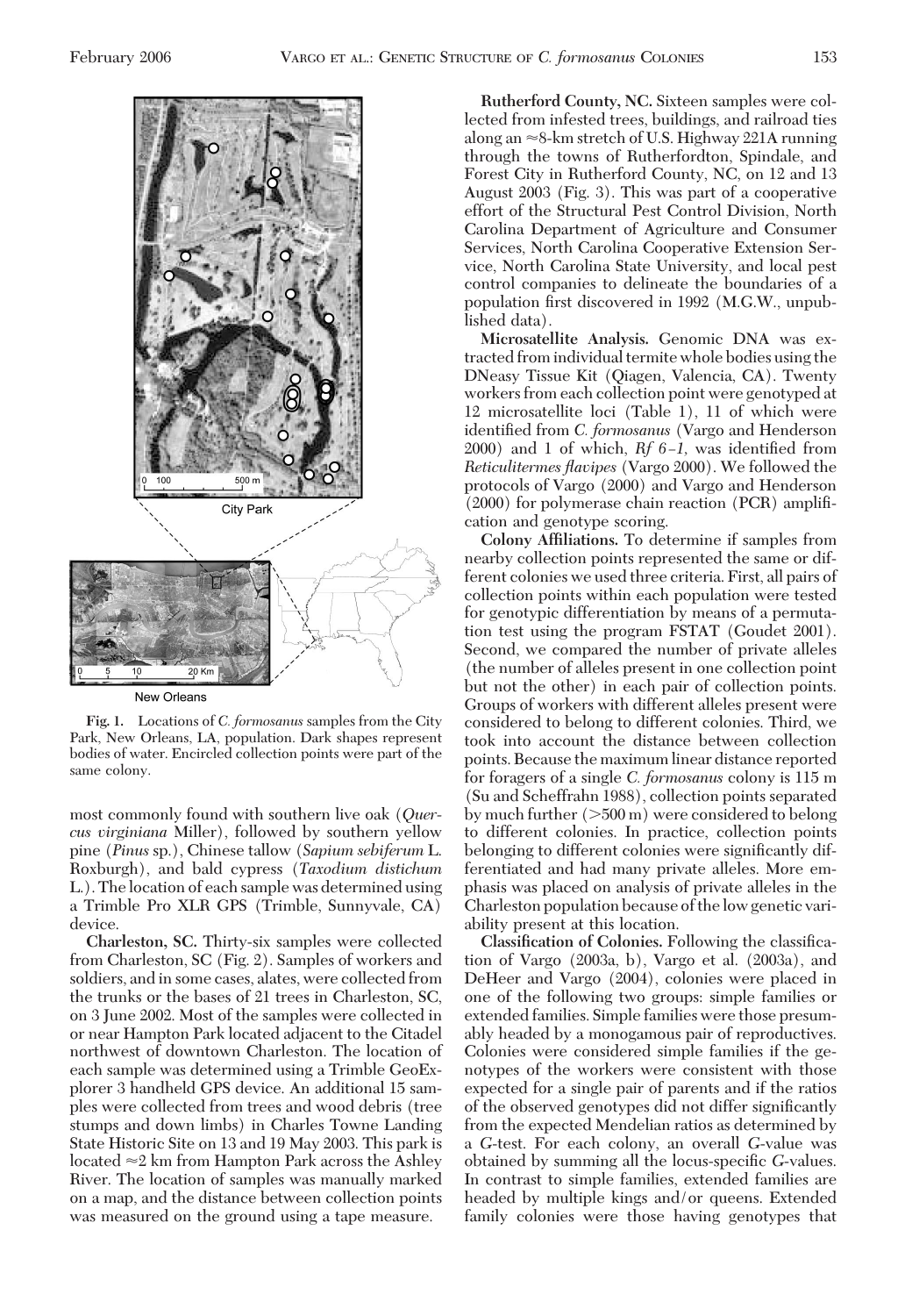0 100 500 m

City Park

0 5 10 20 Km

New Orleans

**Fig. 1.** Locations of *C. formosanus* samples from the City Park, New Orleans, LA, population. Dark shapes represent bodies of water. Encircled collection points were part of the same colony.

most commonly found with southern live oak (*Quercus virginiana* Miller), followed by southern yellow pine (*Pinus* sp.), Chinese tallow (*Sapium sebiferum* L. Roxburgh), and bald cypress (*Taxodium distichum* L.). The location of each sample was determined using a Trimble Pro XLR GPS (Trimble, Sunnyvale, CA) device.

**Charleston, SC.** Thirty-six samples were collected from Charleston, SC (Fig. 2). Samples of workers and soldiers, and in some cases, alates, were collected from the trunks or the bases of 21 trees in Charleston, SC, on 3 June 2002. Most of the samples were collected in or near Hampton Park located adjacent to the Citadel northwest of downtown Charleston. The location of each sample was determined using a Trimble GeoExplorer 3 handheld GPS device. An additional 15 samples were collected from trees and wood debris (tree stumps and down limbs) in Charles Towne Landing State Historic Site on 13 and 19 May 2003. This park is located ≈2 km from Hampton Park across the Ashley River. The location of samples was manually marked on a map, and the distance between collection points was measured on the ground using a tape measure.

**Rutherford County, NC.** Sixteen samples were collected from infested trees, buildings, and railroad ties along an ≈8-km stretch of U.S. Highway 221A running through the towns of Rutherfordton, Spindale, and Forest City in Rutherford County, NC, on 12 and 13 August 2003 (Fig. 3). This was part of a cooperative effort of the Structural Pest Control Division, North Carolina Department of Agriculture and Consumer Services, North Carolina Cooperative Extension Service, North Carolina State University, and local pest control companies to delineate the boundaries of a population first discovered in 1992 (M.G.W., unpublished data).

**Microsatellite Analysis.** Genomic DNA was extracted from individual termite whole bodies using the DNeasy Tissue Kit (Qiagen, Valencia, CA). Twenty workers from each collection point were genotyped at 12 microsatellite loci (Table 1), 11 of which were identified from *C. formosanus* (Vargo and Henderson 2000) and 1 of which, *Rf 6–1*, was identified from *Reticulitermes flavipes* (Vargo 2000). We followed the protocols of Vargo (2000) and Vargo and Henderson (2000) for polymerase chain reaction (PCR) amplification and genotype scoring.

**Colony Affiliations.** To determine if samples from nearby collection points represented the same or different colonies we used three criteria. First, all pairs of collection points within each population were tested for genotypic differentiation by means of a permutation test using the program FSTAT (Goudet 2001). Second, we compared the number of private alleles (the number of alleles present in one collection point but not the other) in each pair of collection points. Groups of workers with different alleles present were considered to belong to different colonies. Third, we took into account the distance between collection points. Because the maximum linear distance reported for foragers of a single *C. formosanus* colony is 115 m (Su and Scheffrahn 1988), collection points separated by much further (>500 m) were considered to belong to different colonies. In practice, collection points belonging to different colonies were significantly differentiated and had many private alleles. More emphasis was placed on analysis of private alleles in the Charleston population because of the low genetic variability present at this location.

**Classification of Colonies.** Following the classification of Vargo (2003a, b), Vargo et al. (2003a), and DeHeer and Vargo (2004), colonies were placed in one of the following two groups: simple families or extended families. Simple families were those presumably headed by a monogamous pair of reproductives. Colonies were considered simple families if the genotypes of the workers were consistent with those expected for a single pair of parents and if the ratios of the observed genotypes did not differ significantly from the expected Mendelian ratios as determined by a *G*-test. For each colony, an overall *G*-value was obtained by summing all the locus-specific *G*-values. In contrast to simple families, extended families are headed by multiple kings and/or queens. Extended family colonies were those having genotypes that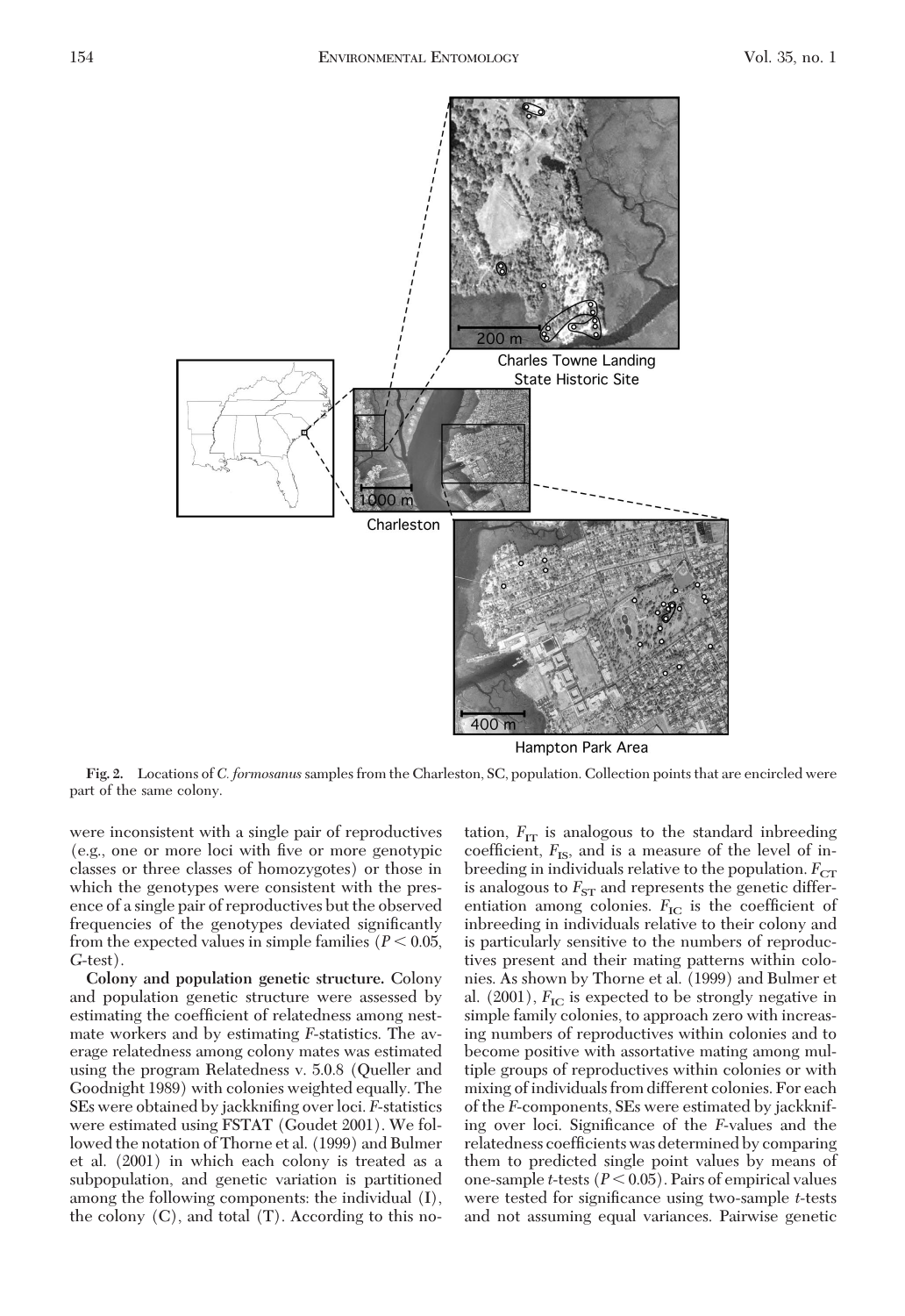200 m

Charles Towne Landing State Historic Site

1000 m

Charleston

400 m

Hampton Park Area

**Fig. 2.** Locations of *C. formosanus* samples from the Charleston, SC, population. Collection points that are encircled were part of the same colony.

were inconsistent with a single pair of reproductives (e.g., one or more loci with five or more genotypic classes or three classes of homozygotes) or those in which the genotypes were consistent with the presence of a single pair of reproductives but the observed frequencies of the genotypes deviated significantly from the expected values in simple families ($P < 0.05$, *G*-test).

**Colony and population genetic structure.** Colony and population genetic structure were assessed by estimating the coefficient of relatedness among nestmate workers and by estimating *F*-statistics. The average relatedness among colony mates was estimated using the program Relatedness v. 5.0.8 (Queller and Goodnight 1989) with colonies weighted equally. The SEs were obtained by jackknifing over loci. *F*-statistics were estimated using FSTAT (Goudet 2001). We followed the notation of Thorne et al. (1999) and Bulmer et al. (2001) in which each colony is treated as a subpopulation, and genetic variation is partitioned among the following components: the individual (I), the colony (C), and total (T). According to this notation, $F_{IT}$ is analogous to the standard inbreeding coefficient, $F_{IS}$, and is a measure of the level of inbreeding in individuals relative to the population. $F_{CT}$ is analogous to $F_{ST}$ and represents the genetic differentiation among colonies. $F_{IC}$ is the coefficient of inbreeding in individuals relative to their colony and is particularly sensitive to the numbers of reproductives present and their mating patterns within colonies. As shown by Thorne et al. (1999) and Bulmer et al. (2001), $F_{IC}$ is expected to be strongly negative in simple family colonies, to approach zero with increasing numbers of reproductives within colonies and to become positive with assortative mating among multiple groups of reproductives within colonies or with mixing of individuals from different colonies. For each of the *F*-components, SEs were estimated by jackknifing over loci. Significance of the *F*-values and the relatedness coefficients was determined by comparing them to predicted single point values by means of one-sample *t*-tests ($P < 0.05$). Pairs of empirical values were tested for significance using two-sample *t*-tests and not assuming equal variances. Pairwise genetic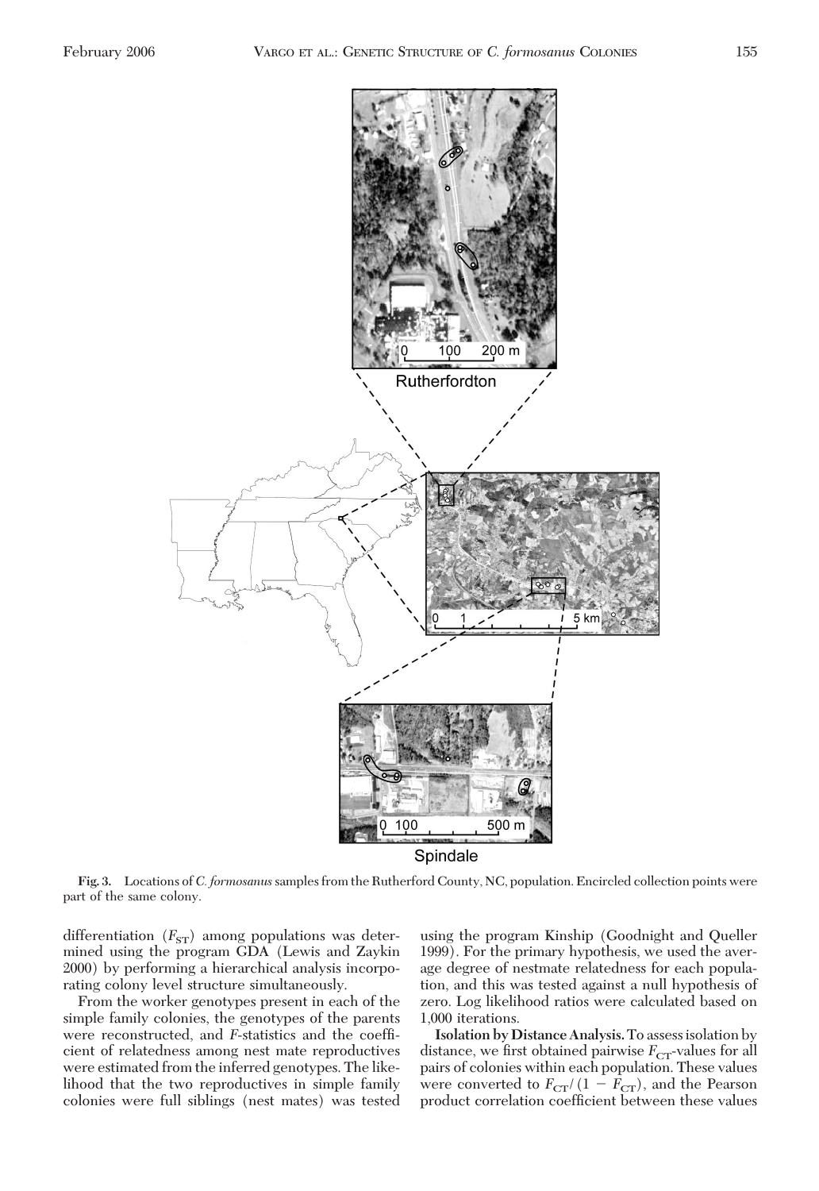0 100 200 m

Rutherfordton

0 1 5 km

0 100 500 m

Spindale

**Fig. 3.** Locations of *C. formosanus* samples from the Rutherford County, NC, population. Encircled collection points were part of the same colony.

differentiation ($F_{ST}$) among populations was determined using the program GDA (Lewis and Zaykin 2000) by performing a hierarchical analysis incorporating colony level structure simultaneously.

From the worker genotypes present in each of the simple family colonies, the genotypes of the parents were reconstructed, and *F*-statistics and the coefficient of relatedness among nest mate reproductives were estimated from the inferred genotypes. The likelihood that the two reproductives in simple family colonies were full siblings (nest mates) was tested using the program Kinship (Goodnight and Queller 1999). For the primary hypothesis, we used the average degree of nestmate relatedness for each population, and this was tested against a null hypothesis of zero. Log likelihood ratios were calculated based on 1,000 iterations.

**Isolation by Distance Analysis.** To assess isolation by distance, we first obtained pairwise $F_{CT}$-values for all pairs of colonies within each population. These values were converted to $F_{CT}/(1 - F_{CT})$, and the Pearson product correlation coefficient between these values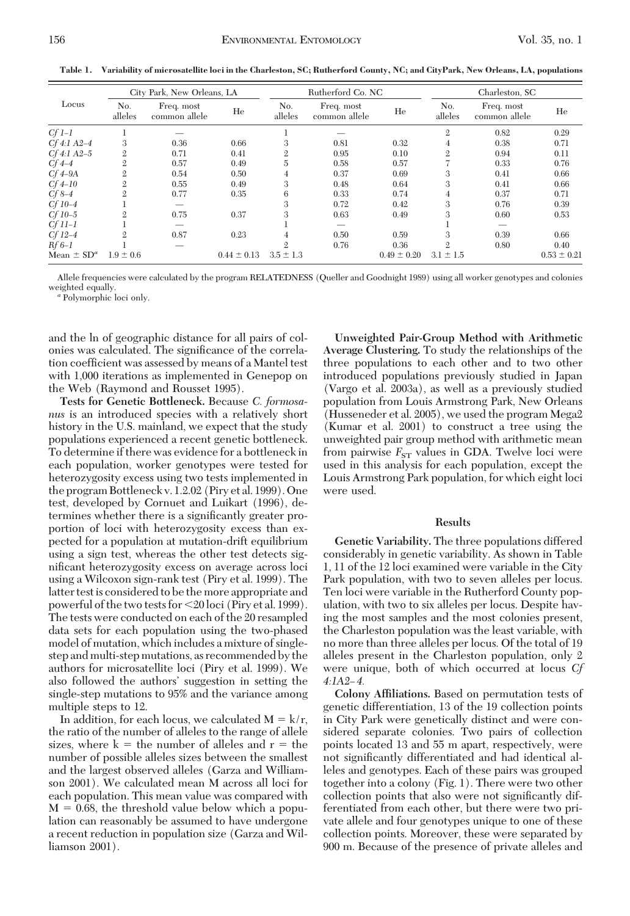**Table 1. Variability of microsatellite loci in the Charleston, SC; Rutherford County, NC; and CityPark, New Orleans, LA, populations**

| Locus | City Park, New Orleans, LA | | | Rutherford Co. NC | | | Charleston, SC | | |
|---|---|---|---|---|---|---|---|---|---|
| | No. alleles | Freq. most common allele | He | No. alleles | Freq. most common allele | He | No. alleles | Freq. most common allele | He |
| *Cf 1–1* | 1 | — | | 1 | — | | 2 | 0.82 | 0.29 |
| *Cf 4:1 A2–4* | 3 | 0.36 | 0.66 | 3 | 0.81 | 0.32 | 4 | 0.38 | 0.71 |
| *Cf 4:1 A2–5* | 2 | 0.71 | 0.41 | 2 | 0.95 | 0.10 | 2 | 0.94 | 0.11 |
| *Cf 4–4* | 2 | 0.57 | 0.49 | 5 | 0.58 | 0.57 | 7 | 0.33 | 0.76 |
| *Cf 4–9A* | 2 | 0.54 | 0.50 | 4 | 0.37 | 0.69 | 3 | 0.41 | 0.66 |
| *Cf 4–10* | 2 | 0.55 | 0.49 | 3 | 0.48 | 0.64 | 3 | 0.41 | 0.66 |
| *Cf 8–4* | 2 | 0.77 | 0.35 | 6 | 0.33 | 0.74 | 4 | 0.37 | 0.71 |
| *Cf 10–4* | 1 | — | | 3 | 0.72 | 0.42 | 3 | 0.76 | 0.39 |
| *Cf 10–5* | 2 | 0.75 | 0.37 | 3 | 0.63 | 0.49 | 3 | 0.60 | 0.53 |
| *Cf 11–1* | 1 | — | | 1 | — | | 1 | — | |
| *Cf 12–4* | 2 | 0.87 | 0.23 | 4 | 0.50 | 0.59 | 3 | 0.39 | 0.66 |
| *Rf 6–1* | 1 | — | | 2 | 0.76 | 0.36 | 2 | 0.80 | 0.40 |
| Mean ± SD[a] | 1.9 ± 0.6 | | 0.44 ± 0.13 | 3.5 ± 1.3 | | 0.49 ± 0.20 | 3.1 ± 1.5 | | 0.53 ± 0.21 |

Allele frequencies were calculated by the program RELATEDNESS (Queller and Goodnight 1989) using all worker genotypes and colonies weighted equally.

[a] Polymorphic loci only.

and the ln of geographic distance for all pairs of colonies was calculated. The significance of the correlation coefficient was assessed by means of a Mantel test with 1,000 iterations as implemented in Genepop on the Web (Raymond and Rousset 1995).

**Tests for Genetic Bottleneck.** Because *C. formosanus* is an introduced species with a relatively short history in the U.S. mainland, we expect that the study populations experienced a recent genetic bottleneck. To determine if there was evidence for a bottleneck in each population, worker genotypes were tested for heterozygosity excess using two tests implemented in the program Bottleneck v. 1.2.02 (Piry et al. 1999). One test, developed by Cornuet and Luikart (1996), determines whether there is a significantly greater proportion of loci with heterozygosity excess than expected for a population at mutation-drift equilibrium using a sign test, whereas the other test detects significant heterozygosity excess on average across loci using a Wilcoxon sign-rank test (Piry et al. 1999). The latter test is considered to be the more appropriate and powerful of the two tests for <20 loci (Piry et al. 1999). The tests were conducted on each of the 20 resampled data sets for each population using the two-phased model of mutation, which includes a mixture of single-step and multi-step mutations, as recommended by the authors for microsatellite loci (Piry et al. 1999). We also followed the authors' suggestion in setting the single-step mutations to 95% and the variance among multiple steps to 12.

In addition, for each locus, we calculated $M = k/r$, the ratio of the number of alleles to the range of allele sizes, where $k$ = the number of alleles and $r$ = the number of possible alleles sizes between the smallest and the largest observed alleles (Garza and Williamson 2001). We calculated mean M across all loci for each population. This mean value was compared with $M = 0.68$, the threshold value below which a population can reasonably be assumed to have undergone a recent reduction in population size (Garza and Williamson 2001).

**Unweighted Pair-Group Method with Arithmetic Average Clustering.** To study the relationships of the three populations to each other and to two other introduced populations previously studied in Japan (Vargo et al. 2003a), as well as a previously studied population from Louis Armstrong Park, New Orleans (Husseneder et al. 2005), we used the program Mega2 (Kumar et al. 2001) to construct a tree using the unweighted pair group method with arithmetic mean from pairwise $F_{ST}$ values in GDA. Twelve loci were used in this analysis for each population, except the Louis Armstrong Park population, for which eight loci were used.

## Results

**Genetic Variability.** The three populations differed considerably in genetic variability. As shown in Table 1, 11 of the 12 loci examined were variable in the City Park population, with two to seven alleles per locus. Ten loci were variable in the Rutherford County population, with two to six alleles per locus. Despite having the most samples and the most colonies present, the Charleston population was the least variable, with no more than three alleles per locus. Of the total of 19 alleles present in the Charleston population, only 2 were unique, both of which occurred at locus *Cf 4:1A2–4.*

**Colony Affiliations.** Based on permutation tests of genetic differentiation, 13 of the 19 collection points in City Park were genetically distinct and were considered separate colonies. Two pairs of collection points located 13 and 55 m apart, respectively, were not significantly differentiated and had identical alleles and genotypes. Each of these pairs was grouped together into a colony (Fig. 1). There were two other collection points that also were not significantly differentiated from each other, but there were two private allele and four genotypes unique to one of these collection points. Moreover, these were separated by 900 m. Because of the presence of private alleles and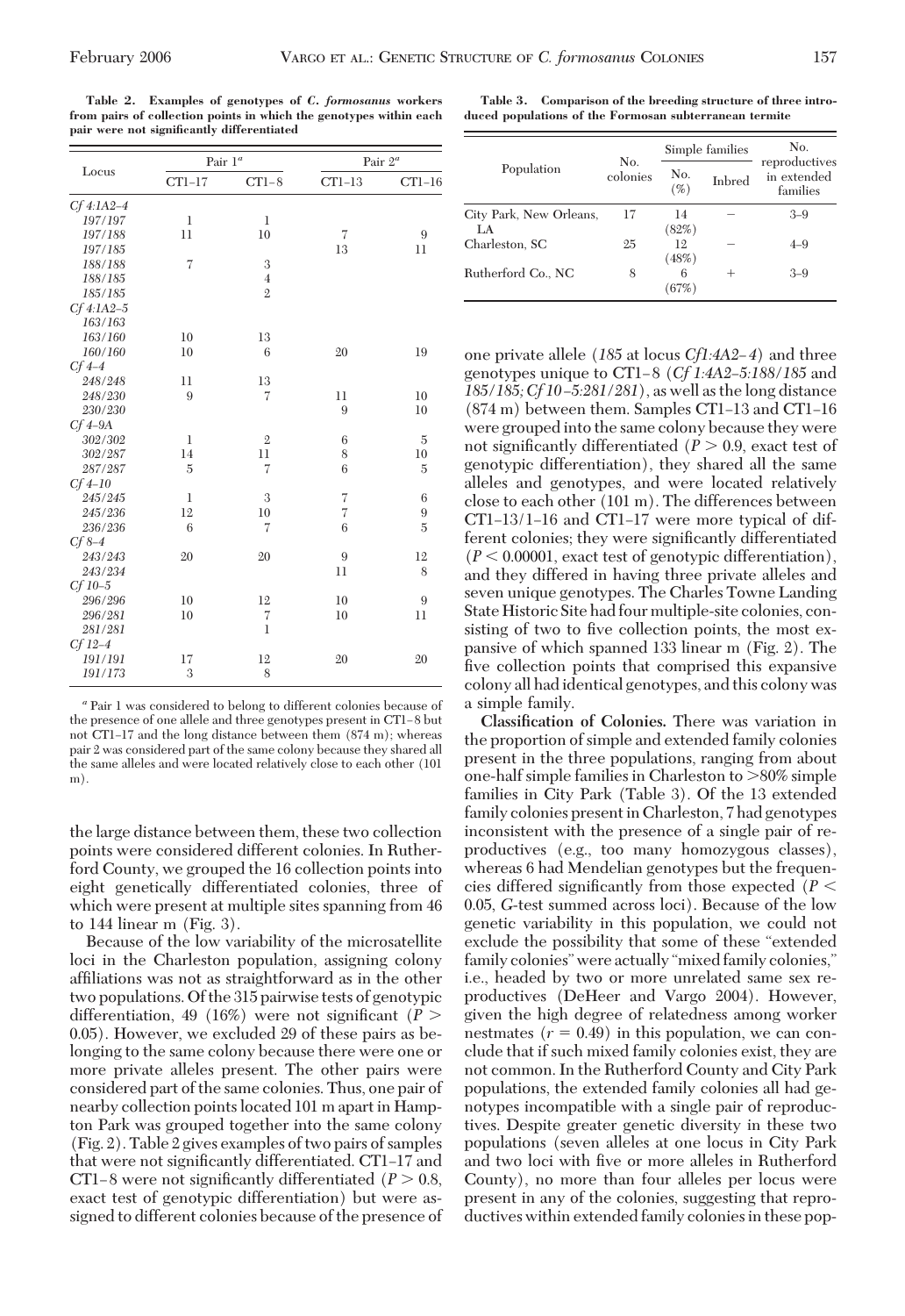**Table 2. Examples of genotypes of *C. formosanus* workers from pairs of collection points in which the genotypes within each pair were not significantly differentiated**

| Locus | Pair 1[a] | | Pair 2[a] | |
|---|---|---|---|---|
| | CT1–17 | CT1–8 | CT1–13 | CT1–16 |
| *Cf 4:1A2–4* | | | | |
| 197/197 | 1 | 1 | | |
| 197/188 | 11 | 10 | 7 | 9 |
| 197/185 | | | 13 | 11 |
| 188/188 | 7 | 3 | | |
| 188/185 | | 4 | | |
| 185/185 | | 2 | | |
| *Cf 4:1A2–5* | | | | |
| 163/163 | | | | |
| 163/160 | 10 | 13 | | |
| 160/160 | 10 | 6 | 20 | 19 |
| *Cf 4–4* | | | | |
| 248/248 | 11 | 13 | | |
| 248/230 | 9 | 7 | 11 | 10 |
| 230/230 | | | 9 | 10 |
| *Cf 4–9A* | | | | |
| 302/302 | 1 | 2 | 6 | 5 |
| 302/287 | 14 | 11 | 8 | 10 |
| 287/287 | 5 | 7 | 6 | 5 |
| *Cf 4–10* | | | | |
| 245/245 | 1 | 3 | 7 | 6 |
| 245/236 | 12 | 10 | 7 | 9 |
| 236/236 | 6 | 7 | 6 | 5 |
| *Cf 8–4* | | | | |
| 243/243 | 20 | 20 | 9 | 12 |
| 243/234 | | | 11 | 8 |
| *Cf 10–5* | | | | |
| 296/296 | 10 | 12 | 10 | 9 |
| 296/281 | 10 | 7 | 10 | 11 |
| 281/281 | | 1 | | |
| *Cf 12–4* | | | | |
| 191/191 | 17 | 12 | 20 | 20 |
| 191/173 | 3 | 8 | | |

[a] Pair 1 was considered to belong to different colonies because of the presence of one allele and three genotypes present in CT1–8 but not CT1–17 and the long distance between them (874 m); whereas pair 2 was considered part of the same colony because they shared all the same alleles and were located relatively close to each other (101 m).

the large distance between them, these two collection points were considered different colonies. In Rutherford County, we grouped the 16 collection points into eight genetically differentiated colonies, three of which were present at multiple sites spanning from 46 to 144 linear m (Fig. 3).

Because of the low variability of the microsatellite loci in the Charleston population, assigning colony affiliations was not as straightforward as in the other two populations. Of the 315 pairwise tests of genotypic differentiation, 49 (16%) were not significant ($P > 0.05$). However, we excluded 29 of these pairs as belonging to the same colony because there were one or more private alleles present. The other pairs were considered part of the same colonies. Thus, one pair of nearby collection points located 101 m apart in Hampton Park was grouped together into the same colony (Fig. 2). Table 2 gives examples of two pairs of samples that were not significantly differentiated. CT1–17 and CT1–8 were not significantly differentiated ($P > 0.8$, exact test of genotypic differentiation) but were assigned to different colonies because of the presence of one private allele (*185* at locus *Cf1:4A2–4*) and three genotypes unique to CT1–8 (*Cf 1:4A2–5:188/185* and *185/185; Cf 10–5:281/281*), as well as the long distance (874 m) between them. Samples CT1–13 and CT1–16 were grouped into the same colony because they were not significantly differentiated ($P > 0.9$, exact test of genotypic differentiation), they shared all the same alleles and genotypes, and were located relatively close to each other (101 m). The differences between CT1–13/1–16 and CT1–17 were more typical of different colonies; they were significantly differentiated ($P < 0.00001$, exact test of genotypic differentiation), and they differed in having three private alleles and seven unique genotypes. The Charles Towne Landing State Historic Site had four multiple-site colonies, consisting of two to five collection points, the most expansive of which spanned 133 linear m (Fig. 2). The five collection points that comprised this expansive colony all had identical genotypes, and this colony was a simple family.

**Table 3. Comparison of the breeding structure of three introduced populations of the Formosan subterranean termite**

| Population | No. colonies | Simple families | | No. reproductives in extended families |
|---|---|---|---|---|
| | | No. (%) | Inbred | |
| City Park, New Orleans, LA | 17 | 14 (82%) | – | 3–9 |
| Charleston, SC | 25 | 12 (48%) | – | 4–9 |
| Rutherford Co., NC | 8 | 6 (67%) | + | 3–9 |

**Classification of Colonies.** There was variation in the proportion of simple and extended family colonies present in the three populations, ranging from about one-half simple families in Charleston to >80% simple families in City Park (Table 3). Of the 13 extended family colonies present in Charleston, 7 had genotypes inconsistent with the presence of a single pair of reproductives (e.g., too many homozygous classes), whereas 6 had Mendelian genotypes but the frequencies differed significantly from those expected ($P < 0.05$, *G*-test summed across loci). Because of the low genetic variability in this population, we could not exclude the possibility that some of these "extended family colonies" were actually "mixed family colonies," i.e., headed by two or more unrelated same sex reproductives (DeHeer and Vargo 2004). However, given the high degree of relatedness among worker nestmates ($r = 0.49$) in this population, we can conclude that if such mixed family colonies exist, they are not common. In the Rutherford County and City Park populations, the extended family colonies all had genotypes incompatible with a single pair of reproductives. Despite greater genetic diversity in these two populations (seven alleles at one locus in City Park and two loci with five or more alleles in Rutherford County), no more than four alleles per locus were present in any of the colonies, suggesting that reproductives within extended family colonies in these pop-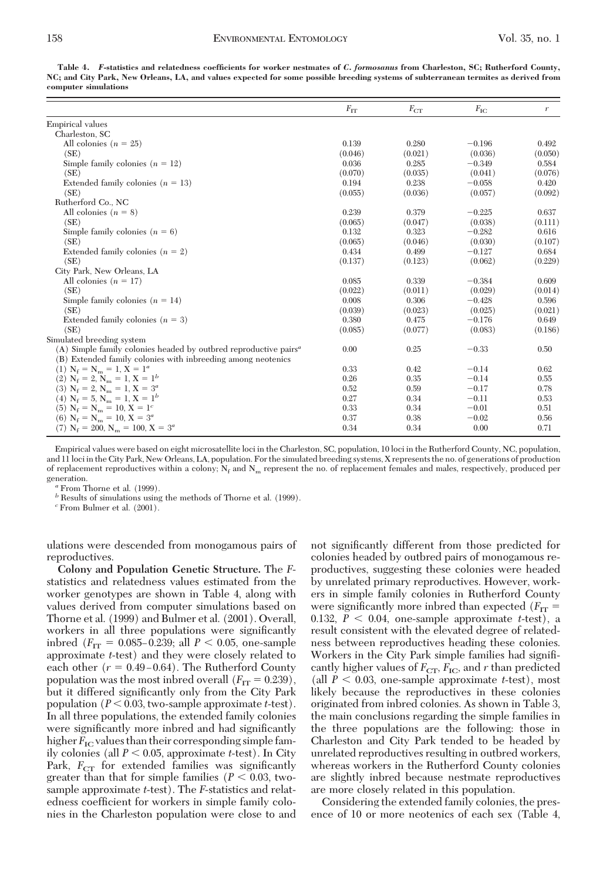**Table 4. *F*-statistics and relatedness coefficients for worker nestmates of *C. formosanus* from Charleston, SC; Rutherford County, NC; and City Park, New Orleans, LA, and values expected for some possible breeding systems of subterranean termites as derived from computer simulations**

| | $F_{IT}$ | $F_{CT}$ | $F_{IC}$ | $r$ |
|---|---|---|---|---|
| Empirical values | | | | |
| Charleston, SC | | | | |
| All colonies ($n = 25$) | 0.139 | 0.280 | −0.196 | 0.492 |
| (SE) | (0.046) | (0.021) | (0.036) | (0.050) |
| Simple family colonies ($n = 12$) | 0.036 | 0.285 | −0.349 | 0.584 |
| (SE) | (0.070) | (0.035) | (0.041) | (0.076) |
| Extended family colonies ($n = 13$) | 0.194 | 0.238 | −0.058 | 0.420 |
| (SE) | (0.055) | (0.036) | (0.057) | (0.092) |
| Rutherford Co., NC | | | | |
| All colonies ($n = 8$) | 0.239 | 0.379 | −0.225 | 0.637 |
| (SE) | (0.065) | (0.047) | (0.038) | (0.111) |
| Simple family colonies ($n = 6$) | 0.132 | 0.323 | −0.282 | 0.616 |
| (SE) | (0.065) | (0.046) | (0.030) | (0.107) |
| Extended family colonies ($n = 2$) | 0.434 | 0.499 | −0.127 | 0.684 |
| (SE) | (0.137) | (0.123) | (0.062) | (0.229) |
| City Park, New Orleans, LA | | | | |
| All colonies ($n = 17$) | 0.085 | 0.339 | −0.384 | 0.609 |
| (SE) | (0.022) | (0.011) | (0.029) | (0.014) |
| Simple family colonies ($n = 14$) | 0.008 | 0.306 | −0.428 | 0.596 |
| (SE) | (0.039) | (0.023) | (0.025) | (0.021) |
| Extended family colonies ($n = 3$) | 0.380 | 0.475 | −0.176 | 0.649 |
| (SE) | (0.085) | (0.077) | (0.083) | (0.186) |
| Simulated breeding system | | | | |
| (A) Simple family colonies headed by outbred reproductive pairs[a] | 0.00 | 0.25 | −0.33 | 0.50 |
| (B) Extended family colonies with inbreeding among neotenics | | | | |
| (1) $N_f = N_m = 1, X = 1$[a] | 0.33 | 0.42 | −0.14 | 0.62 |
| (2) $N_f = 2, N_m = 1, X = 1$[b] | 0.26 | 0.35 | −0.14 | 0.55 |
| (3) $N_f = 2, N_m = 1, X = 3$[a] | 0.52 | 0.59 | −0.17 | 0.78 |
| (4) $N_f = 5, N_m = 1, X = 1$[b] | 0.27 | 0.34 | −0.11 | 0.53 |
| (5) $N_f = N_m = 10, X = 1$[c] | 0.33 | 0.34 | −0.01 | 0.51 |
| (6) $N_f = N_m = 10, X = 3$[a] | 0.37 | 0.38 | −0.02 | 0.56 |
| (7) $N_f = 200, N_m = 100, X = 3$[a] | 0.34 | 0.34 | 0.00 | 0.71 |

Empirical values were based on eight microsatellite loci in the Charleston, SC, population, 10 loci in the Rutherford County, NC, population, and 11 loci in the City Park, New Orleans, LA, population. For the simulated breeding systems, X represents the no. of generations of production of replacement reproductives within a colony; $N_f$ and $N_m$ represent the no. of replacement females and males, respectively, produced per generation.

[a] From Thorne et al. (1999).

[b] Results of simulations using the methods of Thorne et al. (1999).

[c] From Bulmer et al. (2001).

ulations were descended from monogamous pairs of reproductives.

**Colony and Population Genetic Structure.** The *F*-statistics and relatedness values estimated from the worker genotypes are shown in Table 4, along with values derived from computer simulations based on Thorne et al. (1999) and Bulmer et al. (2001). Overall, workers in all three populations were significantly inbred ($F_{IT}$ = 0.085–0.239; all $P < 0.05$, one-sample approximate *t*-test) and they were closely related to each other ($r$ = 0.49–0.64). The Rutherford County population was the most inbred overall ($F_{IT} = 0.239$), but it differed significantly only from the City Park population ($P < 0.03$, two-sample approximate *t*-test). In all three populations, the extended family colonies were significantly more inbred and had significantly higher $F_{IC}$ values than their corresponding simple family colonies (all $P < 0.05$, approximate *t*-test). In City Park, $F_{CT}$ for extended families was significantly greater than that for simple families ($P < 0.03$, two-sample approximate *t*-test). The *F*-statistics and relatedness coefficient for workers in simple family colonies in the Charleston population were close to and not significantly different from those predicted for colonies headed by outbred pairs of monogamous reproductives, suggesting these colonies were headed by unrelated primary reproductives. However, workers in simple family colonies in Rutherford County were significantly more inbred than expected ($F_{IT}$ = 0.132, $P < 0.04$, one-sample approximate *t*-test), a result consistent with the elevated degree of relatedness between reproductives heading these colonies. Workers in the City Park simple families had significantly higher values of $F_{CT}$, $F_{IC}$, and $r$ than predicted (all $P < 0.03$, one-sample approximate *t*-test), most likely because the reproductives in these colonies originated from inbred colonies. As shown in Table 3, the main conclusions regarding the simple families in the three populations are the following: those in Charleston and City Park tended to be headed by unrelated reproductives resulting in outbred workers, whereas workers in the Rutherford County colonies are slightly inbred because nestmate reproductives are more closely related in this population.

Considering the extended family colonies, the presence of 10 or more neotenics of each sex (Table 4,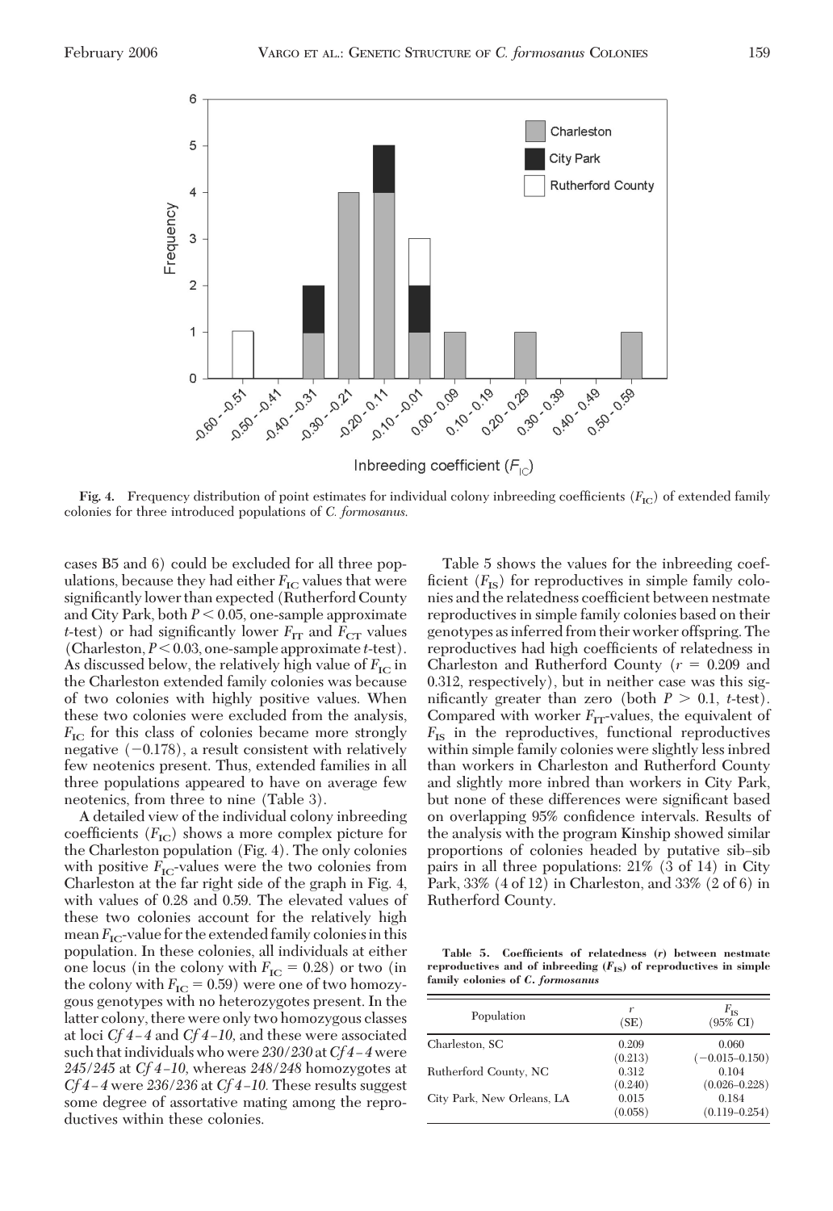6

5

4

3

2

1

0

Frequency

Charleston

City Park

Rutherford County

-0.60 - -0.51

-0.50 - -0.41

-0.40 - -0.31

-0.30 - -0.21

-0.20 - -0.11

-0.10 - -0.01

0.00 - 0.09

0.10 - 0.19

0.20 - 0.29

0.30 - 0.39

0.40 - 0.49

0.50 - 0.59

Inbreeding coefficient ($F_{IC}$)

**Fig. 4.** Frequency distribution of point estimates for individual colony inbreeding coefficients ($F_{IC}$) of extended family colonies for three introduced populations of *C. formosanus*.

cases B5 and 6) could be excluded for all three populations, because they had either $F_{IC}$ values that were significantly lower than expected (Rutherford County and City Park, both $P < 0.05$, one-sample approximate *t*-test) or had significantly lower $F_{IT}$ and $F_{CT}$ values (Charleston, $P < 0.03$, one-sample approximate *t*-test). As discussed below, the relatively high value of $F_{IC}$ in the Charleston extended family colonies was because of two colonies with highly positive values. When these two colonies were excluded from the analysis, $F_{IC}$ for this class of colonies became more strongly negative (−0.178), a result consistent with relatively few neotenics present. Thus, extended families in all three populations appeared to have on average few neotenics, from three to nine (Table 3).

A detailed view of the individual colony inbreeding coefficients ($F_{IC}$) shows a more complex picture for the Charleston population (Fig. 4). The only colonies with positive $F_{IC}$-values were the two colonies from Charleston at the far right side of the graph in Fig. 4, with values of 0.28 and 0.59. The elevated values of these two colonies account for the relatively high mean $F_{IC}$-value for the extended family colonies in this population. In these colonies, all individuals at either one locus (in the colony with $F_{IC} = 0.28$) or two (in the colony with $F_{IC} = 0.59$) were one of two homozygous genotypes with no heterozygotes present. In the latter colony, there were only two homozygous classes at loci *Cf 4–4* and *Cf 4–10*, and these were associated such that individuals who were *230/230* at *Cf 4–4* were *245/245* at *Cf 4–10*, whereas *248/248* homozygotes at *Cf 4–4* were *236/236* at *Cf 4–10*. These results suggest some degree of assortative mating among the reproductives within these colonies.

Table 5 shows the values for the inbreeding coefficient ($F_{IS}$) for reproductives in simple family colonies and the relatedness coefficient between nestmate reproductives in simple family colonies based on their genotypes as inferred from their worker offspring. The reproductives had high coefficients of relatedness in Charleston and Rutherford County ($r = 0.209$ and 0.312, respectively), but in neither case was this significantly greater than zero (both $P > 0.1$, *t*-test). Compared with worker $F_{IT}$-values, the equivalent of $F_{IS}$ in the reproductives, functional reproductives within simple family colonies were slightly less inbred than workers in Charleston and Rutherford County and slightly more inbred than workers in City Park, but none of these differences were significant based on overlapping 95% confidence intervals. Results of the analysis with the program Kinship showed similar proportions of colonies headed by putative sib–sib pairs in all three populations: 21% (3 of 14) in City Park, 33% (4 of 12) in Charleston, and 33% (2 of 6) in Rutherford County.

**Table 5. Coefficients of relatedness (*r*) between nestmate reproductives and of inbreeding ($F_{IS}$) of reproductives in simple family colonies of *C. formosanus***

| Population | *r* (SE) | $F_{IS}$ (95% CI) |
|---|---|---|
| Charleston, SC | 0.209 (0.213) | 0.060 (−0.015–0.150) |
| Rutherford County, NC | 0.312 (0.240) | 0.104 (0.026–0.228) |
| City Park, New Orleans, LA | 0.015 (0.058) | 0.184 (0.119–0.254) |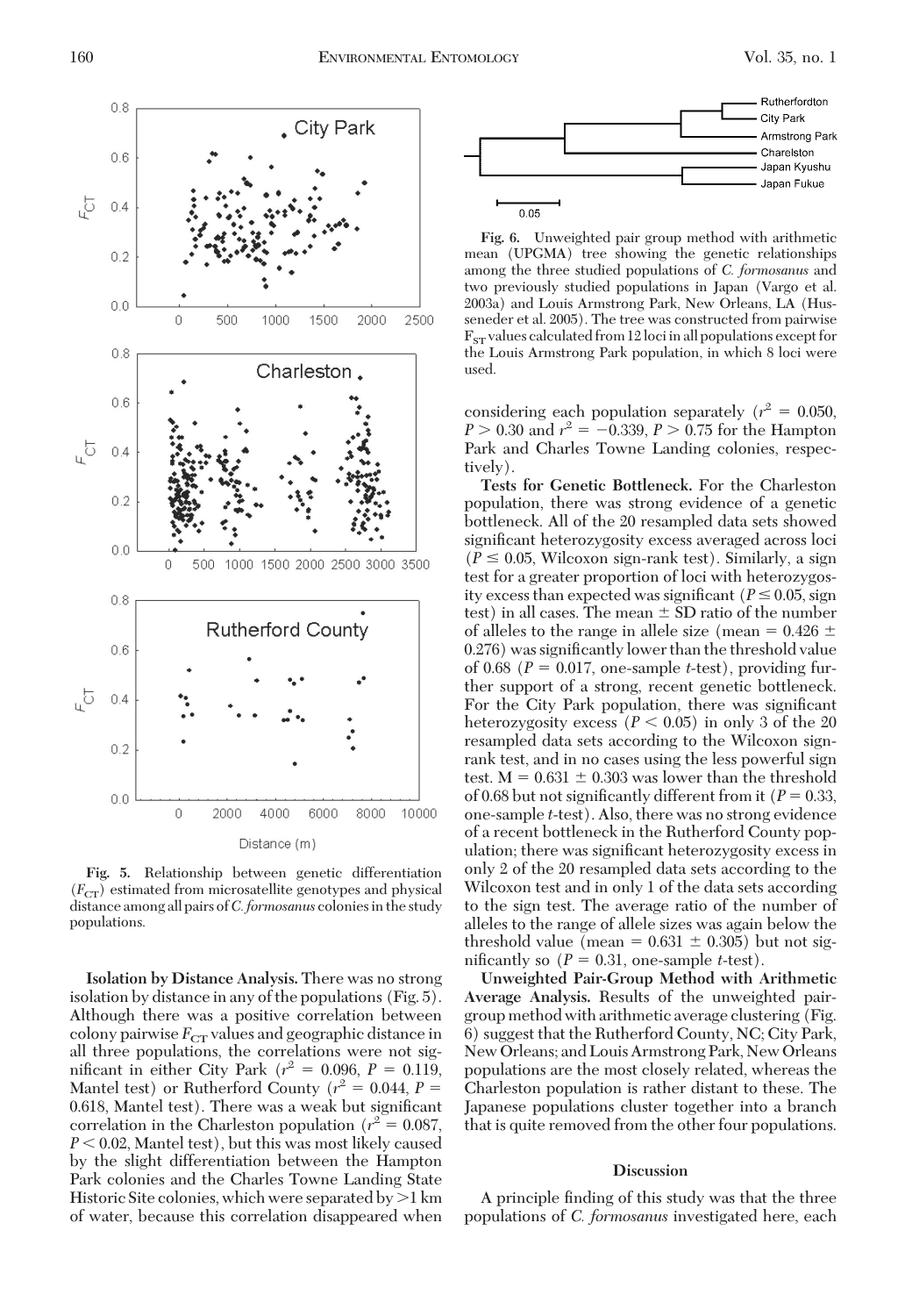City Park

0.8
0.6
0.4
0.2
0.0

$F_{CT}$

0 500 1000 1500 2000 2500

Charleston

0.8
0.6
0.4
0.2
0.0

$F_{CT}$

0 500 1000 1500 2000 2500 3000 3500

Rutherford County

0.8
0.6
0.4
0.2
0.0

$F_{CT}$

0 2000 4000 6000 8000 10000

Distance (m)

**Fig. 5.** Relationship between genetic differentiation ($F_{CT}$) estimated from microsatellite genotypes and physical distance among all pairs of *C. formosanus* colonies in the study populations.

**Isolation by Distance Analysis.** There was no strong isolation by distance in any of the populations (Fig. 5). Although there was a positive correlation between colony pairwise $F_{CT}$ values and geographic distance in all three populations, the correlations were not significant in either City Park ($r^2 = 0.096$, $P = 0.119$, Mantel test) or Rutherford County ($r^2 = 0.044$, $P = 0.618$, Mantel test). There was a weak but significant correlation in the Charleston population ($r^2 = 0.087$, $P < 0.02$, Mantel test), but this was most likely caused by the slight differentiation between the Hampton Park colonies and the Charles Towne Landing State Historic Site colonies, which were separated by >1 km of water, because this correlation disappeared when considering each population separately ($r^2 = 0.050$, $P > 0.30$ and $r^2 = -0.339$, $P > 0.75$ for the Hampton Park and Charles Towne Landing colonies, respectively).

Rutherfordton
City Park
Armstrong Park
Charelston
Japan Kyushu
Japan Fukue

0.05

**Fig. 6.** Unweighted pair group method with arithmetic mean (UPGMA) tree showing the genetic relationships among the three studied populations of *C. formosanus* and two previously studied populations in Japan (Vargo et al. 2003a) and Louis Armstrong Park, New Orleans, LA (Husseneder et al. 2005). The tree was constructed from pairwise $F_{ST}$ values calculated from 12 loci in all populations except for the Louis Armstrong Park population, in which 8 loci were used.

**Tests for Genetic Bottleneck.** For the Charleston population, there was strong evidence of a genetic bottleneck. All of the 20 resampled data sets showed significant heterozygosity excess averaged across loci ($P \leq 0.05$, Wilcoxon sign-rank test). Similarly, a sign test for a greater proportion of loci with heterozygosity excess than expected was significant ($P \leq 0.05$, sign test) in all cases. The mean ± SD ratio of the number of alleles to the range in allele size (mean = 0.426 ± 0.276) was significantly lower than the threshold value of 0.68 ($P = 0.017$, one-sample $t$-test), providing further support of a strong, recent genetic bottleneck. For the City Park population, there was significant heterozygosity excess ($P < 0.05$) in only 3 of the 20 resampled data sets according to the Wilcoxon sign-rank test, and in no cases using the less powerful sign test. M = 0.631 ± 0.303 was lower than the threshold of 0.68 but not significantly different from it ($P = 0.33$, one-sample $t$-test). Also, there was no strong evidence of a recent bottleneck in the Rutherford County population; there was significant heterozygosity excess in only 2 of the 20 resampled data sets according to the Wilcoxon test and in only 1 of the data sets according to the sign test. The average ratio of the number of alleles to the range of allele sizes was again below the threshold value (mean = 0.631 ± 0.305) but not significantly so ($P = 0.31$, one-sample $t$-test).

**Unweighted Pair-Group Method with Arithmetic Average Analysis.** Results of the unweighted pair-group method with arithmetic average clustering (Fig. 6) suggest that the Rutherford County, NC; City Park, New Orleans; and Louis Armstrong Park, New Orleans populations are the most closely related, whereas the Charleston population is rather distant to these. The Japanese populations cluster together into a branch that is quite removed from the other four populations.

## Discussion

A principle finding of this study was that the three populations of *C. formosanus* investigated here, each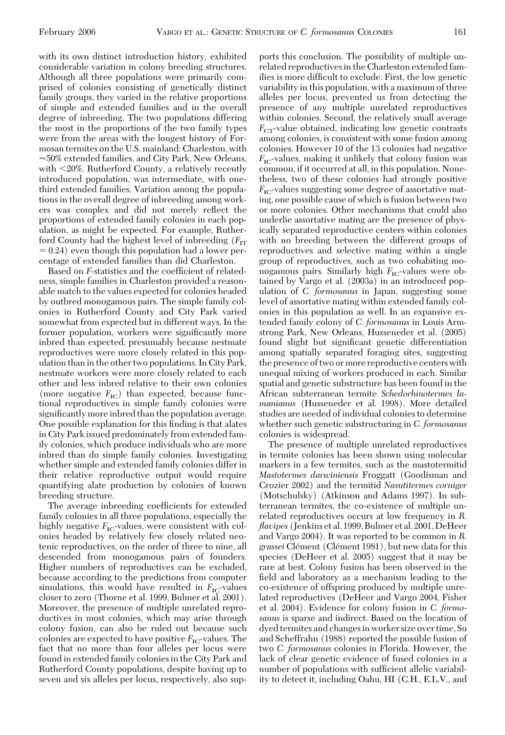with its own distinct introduction history, exhibited considerable variation in colony breeding structures. Although all three populations were primarily comprised of colonies consisting of genetically distinct family groups, they varied in the relative proportions of simple and extended families and in the overall degree of inbreeding. The two populations differing the most in the proportions of the two family types were from the areas with the longest history of Formosan termites on the U.S. mainland: Charleston, with ≈50% extended families, and City Park, New Orleans, with <20%. Rutherford County, a relatively recently introduced population, was intermediate, with one-third extended families. Variation among the populations in the overall degree of inbreeding among workers was complex and did not merely reflect the proportions of extended family colonies in each population, as might be expected. For example, Rutherford County had the highest level of inbreeding ($F_{IT} = 0.24$) even though this population had a lower percentage of extended families than did Charleston.

Based on *F*-statistics and the coefficient of relatedness, simple families in Charleston provided a reasonable match to the values expected for colonies headed by outbred monogamous pairs. The simple family colonies in Rutherford County and City Park varied somewhat from expected but in different ways. In the former population, workers were significantly more inbred than expected, presumably because nestmate reproductives were more closely related in this population than in the other two populations. In City Park, nestmate workers were more closely related to each other and less inbred relative to their own colonies (more negative $F_{IC}$) than expected, because functional reproductives in simple family colonies were significantly more inbred than the population average. One possible explanation for this finding is that alates in City Park issued predominately from extended family colonies, which produce individuals who are more inbred than do simple family colonies. Investigating whether simple and extended family colonies differ in their relative reproductive output would require quantifying alate production by colonies of known breeding structure.

The average inbreeding coefficients for extended family colonies in all three populations, especially the highly negative $F_{IC}$-values, were consistent with colonies headed by relatively few closely related neotenic reproductives, on the order of three to nine, all descended from monogamous pairs of founders. Higher numbers of reproductives can be excluded, because according to the predictions from computer simulations, this would have resulted in $F_{IC}$-values closer to zero (Thorne et al. 1999, Bulmer et al. 2001). Moreover, the presence of multiple unrelated reproductives in most colonies, which may arise through colony fusion, can also be ruled out because such colonies are expected to have positive $F_{IC}$-values. The fact that no more than four alleles per locus were found in extended family colonies in the City Park and Rutherford County populations, despite having up to seven and six alleles per locus, respectively, also supports this conclusion. The possibility of multiple unrelated reproductives in the Charleston extended families is more difficult to exclude. First, the low genetic variability in this population, with a maximum of three alleles per locus, prevented us from detecting the presence of any multiple unrelated reproductives within colonies. Second, the relatively small average $F_{CT}$-value obtained, indicating low genetic contrasts among colonies, is consistent with some fusion among colonies. However 10 of the 13 colonies had negative $F_{IC}$-values, making it unlikely that colony fusion was common, if it occurred at all, in this population. Nonetheless, two of these colonies had strongly positive $F_{IC}$-values suggesting some degree of assortative mating, one possible cause of which is fusion between two or more colonies. Other mechanisms that could also underlie assortative mating are the presence of physically separated reproductive centers within colonies with no breeding between the different groups of reproductives and selective mating within a single group of reproductives, such as two cohabiting monogamous pairs. Similarly high $F_{IC}$-values were obtained by Vargo et al. (2003a) in an introduced population of *C. formosanus* in Japan, suggesting some level of assortative mating within extended family colonies in this population as well. In an expansive extended family colony of *C. formosanus* in Louis Armstrong Park, New Orleans, Husseneder et al. (2005) found slight but significant genetic differentiation among spatially separated foraging sites, suggesting the presence of two or more reproductive centers with unequal mixing of workers produced in each. Similar spatial and genetic substructure has been found in the African subterranean termite *Schedorhinotermes lamanianus* (Husseneder et al. 1998). More detailed studies are needed of individual colonies to determine whether such genetic substructuring in *C. formosanus* colonies is widespread.

The presence of multiple unrelated reproductives in termite colonies has been shown using molecular markers in a few termites, such as the mastotermitid *Mastotermes darwiniensis* Froggatt (Goodisman and Crozier 2002) and the termitid *Nasutitermes corniger* (Motschulsky) (Atkinson and Adams 1997). In subterranean termites, the co-existence of multiple unrelated reproductives occurs at low frequency in *R. flavipes* (Jenkins et al. 1999, Bulmer et al. 2001, DeHeer and Vargo 2004). It was reported to be common in *R. grassei* Clément (Clément 1981), but new data for this species (DeHeer et al. 2005) suggest that it may be rare at best. Colony fusion has been observed in the field and laboratory as a mechanism leading to the co-existence of offspring produced by multiple unrelated reproductives (DeHeer and Vargo 2004, Fisher et al. 2004). Evidence for colony fusion in *C. formosanus* is sparse and indirect. Based on the location of dyed termites and changes in worker size over time, Su and Scheffrahn (1988) reported the possible fusion of two *C. formosanus* colonies in Florida. However, the lack of clear genetic evidence of fused colonies in a number of populations with sufficient allelic variability to detect it, including Oahu, HI (C.H., E.L.V., and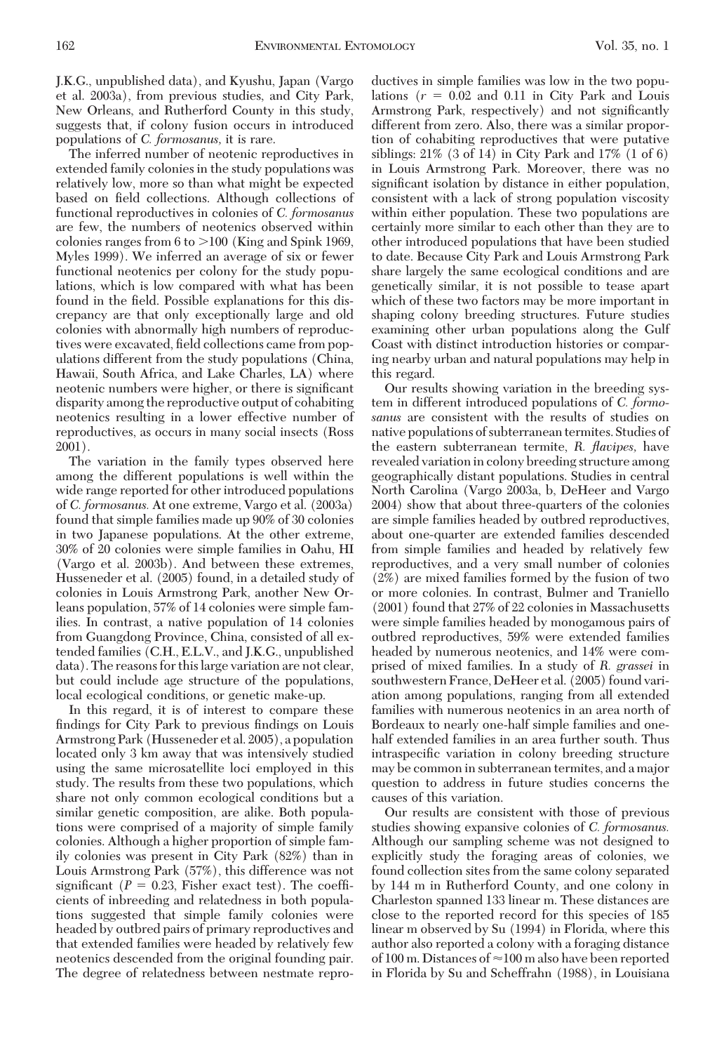J.K.G., unpublished data), and Kyushu, Japan (Vargo et al. 2003a), from previous studies, and City Park, New Orleans, and Rutherford County in this study, suggests that, if colony fusion occurs in introduced populations of *C. formosanus,* it is rare.

The inferred number of neotenic reproductives in extended family colonies in the study populations was relatively low, more so than what might be expected based on field collections. Although collections of functional reproductives in colonies of *C. formosanus* are few, the numbers of neotenics observed within colonies ranges from 6 to >100 (King and Spink 1969, Myles 1999). We inferred an average of six or fewer functional neotenics per colony for the study populations, which is low compared with what has been found in the field. Possible explanations for this discrepancy are that only exceptionally large and old colonies with abnormally high numbers of reproductives were excavated, field collections came from populations different from the study populations (China, Hawaii, South Africa, and Lake Charles, LA) where neotenic numbers were higher, or there is significant disparity among the reproductive output of cohabiting neotenics resulting in a lower effective number of reproductives, as occurs in many social insects (Ross 2001).

The variation in the family types observed here among the different populations is well within the wide range reported for other introduced populations of *C. formosanus.* At one extreme, Vargo et al. (2003a) found that simple families made up 90% of 30 colonies in two Japanese populations. At the other extreme, 30% of 20 colonies were simple families in Oahu, HI (Vargo et al. 2003b). And between these extremes, Husseneder et al. (2005) found, in a detailed study of colonies in Louis Armstrong Park, another New Orleans population, 57% of 14 colonies were simple families. In contrast, a native population of 14 colonies from Guangdong Province, China, consisted of all extended families (C.H., E.L.V., and J.K.G., unpublished data). The reasons for this large variation are not clear, but could include age structure of the populations, local ecological conditions, or genetic make-up.

In this regard, it is of interest to compare these findings for City Park to previous findings on Louis Armstrong Park (Husseneder et al. 2005), a population located only 3 km away that was intensively studied using the same microsatellite loci employed in this study. The results from these two populations, which share not only common ecological conditions but a similar genetic composition, are alike. Both populations were comprised of a majority of simple family colonies. Although a higher proportion of simple family colonies was present in City Park (82%) than in Louis Armstrong Park (57%), this difference was not significant ($P = 0.23$, Fisher exact test). The coefficients of inbreeding and relatedness in both populations suggested that simple family colonies were headed by outbred pairs of primary reproductives and that extended families were headed by relatively few neotenics descended from the original founding pair. The degree of relatedness between nestmate reproductives in simple families was low in the two populations ($r = 0.02$ and 0.11 in City Park and Louis Armstrong Park, respectively) and not significantly different from zero. Also, there was a similar proportion of cohabiting reproductives that were putative siblings: 21% (3 of 14) in City Park and 17% (1 of 6) in Louis Armstrong Park. Moreover, there was no significant isolation by distance in either population, consistent with a lack of strong population viscosity within either population. These two populations are certainly more similar to each other than they are to other introduced populations that have been studied to date. Because City Park and Louis Armstrong Park share largely the same ecological conditions and are genetically similar, it is not possible to tease apart which of these two factors may be more important in shaping colony breeding structures. Future studies examining other urban populations along the Gulf Coast with distinct introduction histories or comparing nearby urban and natural populations may help in this regard.

Our results showing variation in the breeding system in different introduced populations of *C. formosanus* are consistent with the results of studies on native populations of subterranean termites. Studies of the eastern subterranean termite, *R. flavipes,* have revealed variation in colony breeding structure among geographically distant populations. Studies in central North Carolina (Vargo 2003a, b, DeHeer and Vargo 2004) show that about three-quarters of the colonies are simple families headed by outbred reproductives, about one-quarter are extended families descended from simple families and headed by relatively few reproductives, and a very small number of colonies (2%) are mixed families formed by the fusion of two or more colonies. In contrast, Bulmer and Traniello (2001) found that 27% of 22 colonies in Massachusetts were simple families headed by monogamous pairs of outbred reproductives, 59% were extended families headed by numerous neotenics, and 14% were comprised of mixed families. In a study of *R. grassei* in southwestern France, DeHeer et al. (2005) found variation among populations, ranging from all extended families with numerous neotenics in an area north of Bordeaux to nearly one-half simple families and one-half extended families in an area further south. Thus intraspecific variation in colony breeding structure may be common in subterranean termites, and a major question to address in future studies concerns the causes of this variation.

Our results are consistent with those of previous studies showing expansive colonies of *C. formosanus.* Although our sampling scheme was not designed to explicitly study the foraging areas of colonies, we found collection sites from the same colony separated by 144 m in Rutherford County, and one colony in Charleston spanned 133 linear m. These distances are close to the reported record for this species of 185 linear m observed by Su (1994) in Florida, where this author also reported a colony with a foraging distance of 100 m. Distances of ≈100 m also have been reported in Florida by Su and Scheffrahn (1988), in Louisiana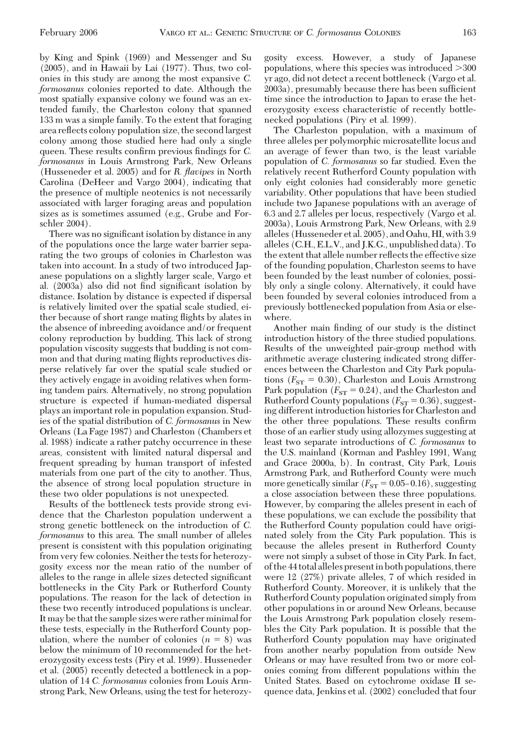by King and Spink (1969) and Messenger and Su (2005), and in Hawaii by Lai (1977). Thus, two colonies in this study are among the most expansive *C. formosanus* colonies reported to date. Although the most spatially expansive colony we found was an extended family, the Charleston colony that spanned 133 m was a simple family. To the extent that foraging area reflects colony population size, the second largest colony among those studied here had only a single queen. These results confirm previous findings for *C. formosanus* in Louis Armstrong Park, New Orleans (Husseneder et al. 2005) and for *R. flavipes* in North Carolina (DeHeer and Vargo 2004), indicating that the presence of multiple neotenics is not necessarily associated with larger foraging areas and population sizes as is sometimes assumed (e.g., Grube and Forschler 2004).

There was no significant isolation by distance in any of the populations once the large water barrier separating the two groups of colonies in Charleston was taken into account. In a study of two introduced Japanese populations on a slightly larger scale, Vargo et al. (2003a) also did not find significant isolation by distance. Isolation by distance is expected if dispersal is relatively limited over the spatial scale studied, either because of short range mating flights by alates in the absence of inbreeding avoidance and/or frequent colony reproduction by budding. This lack of strong population viscosity suggests that budding is not common and that during mating flights reproductives disperse relatively far over the spatial scale studied or they actively engage in avoiding relatives when forming tandem pairs. Alternatively, no strong population structure is expected if human-mediated dispersal plays an important role in population expansion. Studies of the spatial distribution of *C. formosanus* in New Orleans (La Fage 1987) and Charleston (Chambers et al. 1988) indicate a rather patchy occurrence in these areas, consistent with limited natural dispersal and frequent spreading by human transport of infested materials from one part of the city to another. Thus, the absence of strong local population structure in these two older populations is not unexpected.

Results of the bottleneck tests provide strong evidence that the Charleston population underwent a strong genetic bottleneck on the introduction of *C. formosanus* to this area. The small number of alleles present is consistent with this population originating from very few colonies. Neither the tests for heterozygosity excess nor the mean ratio of the number of alleles to the range in allele sizes detected significant bottlenecks in the City Park or Rutherford County populations. The reason for the lack of detection in these two recently introduced populations is unclear. It may be that the sample sizes were rather minimal for these tests, especially in the Rutherford County population, where the number of colonies ($n = 8$) was below the minimum of 10 recommended for the heterozygosity excess tests (Piry et al. 1999). Husseneder et al. (2005) recently detected a bottleneck in a population of 14 *C. formosanus* colonies from Louis Armstrong Park, New Orleans, using the test for heterozygosity excess. However, a study of Japanese populations, where this species was introduced >300 yr ago, did not detect a recent bottleneck (Vargo et al. 2003a), presumably because there has been sufficient time since the introduction to Japan to erase the heterozygosity excess characteristic of recently bottlenecked populations (Piry et al. 1999).

The Charleston population, with a maximum of three alleles per polymorphic microsatellite locus and an average of fewer than two, is the least variable population of *C. formosanus* so far studied. Even the relatively recent Rutherford County population with only eight colonies had considerably more genetic variability. Other populations that have been studied include two Japanese populations with an average of 6.3 and 2.7 alleles per locus, respectively (Vargo et al. 2003a), Louis Armstrong Park, New Orleans, with 2.9 alleles (Husseneder et al. 2005), and Oahu, HI, with 3.9 alleles (C.H., E.L.V., and J.K.G., unpublished data). To the extent that allele number reflects the effective size of the founding population, Charleston seems to have been founded by the least number of colonies, possibly only a single colony. Alternatively, it could have been founded by several colonies introduced from a previously bottlenecked population from Asia or elsewhere.

Another main finding of our study is the distinct introduction history of the three studied populations. Results of the unweighted pair-group method with arithmetic average clustering indicated strong differences between the Charleston and City Park populations ($F_{ST} = 0.30$), Charleston and Louis Armstrong Park population ($F_{ST} = 0.24$), and the Charleston and Rutherford County populations ($F_{ST} = 0.36$), suggesting different introduction histories for Charleston and the other three populations. These results confirm those of an earlier study using allozymes suggesting at least two separate introductions of *C. formosanus* to the U.S. mainland (Korman and Pashley 1991, Wang and Grace 2000a, b). In contrast, City Park, Louis Armstrong Park, and Rutherford County were much more genetically similar ($F_{ST} = 0.05–0.16$), suggesting a close association between these three populations. However, by comparing the alleles present in each of these populations, we can exclude the possibility that the Rutherford County population could have originated solely from the City Park population. This is because the alleles present in Rutherford County were not simply a subset of those in City Park. In fact, of the 44 total alleles present in both populations, there were 12 (27%) private alleles, 7 of which resided in Rutherford County. Moreover, it is unlikely that the Rutherford County population originated simply from other populations in or around New Orleans, because the Louis Armstrong Park population closely resembles the City Park population. It is possible that the Rutherford County population may have originated from another nearby population from outside New Orleans or may have resulted from two or more colonies coming from different populations within the United States. Based on cytochrome oxidase II sequence data, Jenkins et al. (2002) concluded that four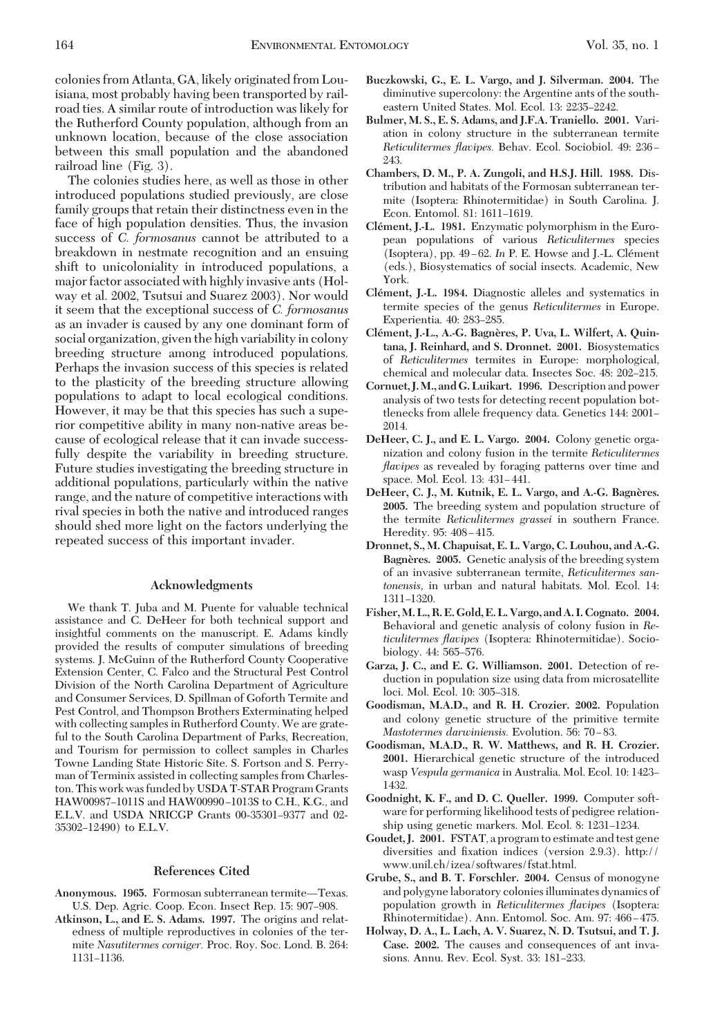colonies from Atlanta, GA, likely originated from Louisiana, most probably having been transported by railroad ties. A similar route of introduction was likely for the Rutherford County population, although from an unknown location, because of the close association between this small population and the abandoned railroad line (Fig. 3).

The colonies studies here, as well as those in other introduced populations studied previously, are close family groups that retain their distinctness even in the face of high population densities. Thus, the invasion success of *C. formosanus* cannot be attributed to a breakdown in nestmate recognition and an ensuing shift to unicoloniality in introduced populations, a major factor associated with highly invasive ants (Holway et al. 2002, Tsutsui and Suarez 2003). Nor would it seem that the exceptional success of *C. formosanus* as an invader is caused by any one dominant form of social organization, given the high variability in colony breeding structure among introduced populations. Perhaps the invasion success of this species is related to the plasticity of the breeding structure allowing populations to adapt to local ecological conditions. However, it may be that this species has such a superior competitive ability in many non-native areas because of ecological release that it can invade successfully despite the variability in breeding structure. Future studies investigating the breeding structure in additional populations, particularly within the native range, and the nature of competitive interactions with rival species in both the native and introduced ranges should shed more light on the factors underlying the repeated success of this important invader.

## Acknowledgments

We thank T. Juba and M. Puente for valuable technical assistance and C. DeHeer for both technical support and insightful comments on the manuscript. E. Adams kindly provided the results of computer simulations of breeding systems. J. McGuinn of the Rutherford County Cooperative Extension Center, C. Falco and the Structural Pest Control Division of the North Carolina Department of Agriculture and Consumer Services, D. Spillman of Goforth Termite and Pest Control, and Thompson Brothers Exterminating helped with collecting samples in Rutherford County. We are grateful to the South Carolina Department of Parks, Recreation, and Tourism for permission to collect samples in Charles Towne Landing State Historic Site. S. Fortson and S. Perryman of Terminix assisted in collecting samples from Charleston. This work was funded by USDA T-STAR Program Grants HAW00987–1011S and HAW00990–1013S to C.H., K.G., and E.L.V. and USDA NRICGP Grants 00-35301–9377 and 02-35302–12490) to E.L.V.

## References Cited

**Anonymous. 1965.** Formosan subterranean termite—Texas. U.S. Dep. Agric. Coop. Econ. Insect Rep. 15: 907–908.

**Atkinson, L., and E. S. Adams. 1997.** The origins and relatedness of multiple reproductives in colonies of the termite *Nasutitermes corniger*. Proc. Roy. Soc. Lond. B. 264: 1131–1136.

**Buczkowski, G., E. L. Vargo, and J. Silverman. 2004.** The diminutive supercolony: the Argentine ants of the southeastern United States. Mol. Ecol. 13: 2235–2242.

**Bulmer, M. S., E. S. Adams, and J.F.A. Traniello. 2001.** Variation in colony structure in the subterranean termite *Reticulitermes flavipes*. Behav. Ecol. Sociobiol. 49: 236–243.

**Chambers, D. M., P. A. Zungoli, and H.S.J. Hill. 1988.** Distribution and habitats of the Formosan subterranean termite (Isoptera: Rhinotermitidae) in South Carolina. J. Econ. Entomol. 81: 1611–1619.

**Clément, J.-L. 1981.** Enzymatic polymorphism in the European populations of various *Reticulitermes* species (Isoptera), pp. 49–62. *In* P. E. Howse and J.-L. Clément (eds.), Biosystematics of social insects. Academic, New York.

**Clément, J.-L. 1984.** Diagnostic alleles and systematics in termite species of the genus *Reticulitermes* in Europe. Experientia. 40: 283–285.

**Clément, J.-L., A.-G. Bagnères, P. Uva, L. Wilfert, A. Quintana, J. Reinhard, and S. Dronnet. 2001.** Biosystematics of *Reticulitermes* termites in Europe: morphological, chemical and molecular data. Insectes Soc. 48: 202–215.

**Cornuet, J. M., and G. Luikart. 1996.** Description and power analysis of two tests for detecting recent population bottlenecks from allele frequency data. Genetics 144: 2001–2014.

**DeHeer, C. J., and E. L. Vargo. 2004.** Colony genetic organization and colony fusion in the termite *Reticulitermes flavipes* as revealed by foraging patterns over time and space. Mol. Ecol. 13: 431–441.

**DeHeer, C. J., M. Kutnik, E. L. Vargo, and A.-G. Bagnères. 2005.** The breeding system and population structure of the termite *Reticulitermes grassei* in southern France. Heredity. 95: 408–415.

**Dronnet, S., M. Chapuisat, E. L. Vargo, C. Louhou, and A.-G. Bagnères. 2005.** Genetic analysis of the breeding system of an invasive subterranean termite, *Reticulitermes santonensis*, in urban and natural habitats. Mol. Ecol. 14: 1311–1320.

**Fisher, M. L., R. E. Gold, E. L. Vargo, and A. I. Cognato. 2004.** Behavioral and genetic analysis of colony fusion in *Reticulitermes flavipes* (Isoptera: Rhinotermitidae). Sociobiology. 44: 565–576.

**Garza, J. C., and E. G. Williamson. 2001.** Detection of reduction in population size using data from microsatellite loci. Mol. Ecol. 10: 305–318.

**Goodisman, M.A.D., and R. H. Crozier. 2002.** Population and colony genetic structure of the primitive termite *Mastotermes darwiniensis*. Evolution. 56: 70–83.

**Goodisman, M.A.D., R. W. Matthews, and R. H. Crozier. 2001.** Hierarchical genetic structure of the introduced wasp *Vespula germanica* in Australia. Mol. Ecol. 10: 1423–1432.

**Goodnight, K. F., and D. C. Queller. 1999.** Computer software for performing likelihood tests of pedigree relationship using genetic markers. Mol. Ecol. 8: 1231–1234.

**Goudet, J. 2001.** FSTAT, a program to estimate and test gene diversities and fixation indices (version 2.9.3). http://www.unil.ch/izea/softwares/fstat.html.

**Grube, S., and B. T. Forschler. 2004.** Census of monogyne and polygyne laboratory colonies illuminates dynamics of population growth in *Reticulitermes flavipes* (Isoptera: Rhinotermitidae). Ann. Entomol. Soc. Am. 97: 466–475.

**Holway, D. A., L. Lach, A. V. Suarez, N. D. Tsutsui, and T. J. Case. 2002.** The causes and consequences of ant invasions. Annu. Rev. Ecol. Syst. 33: 181–233.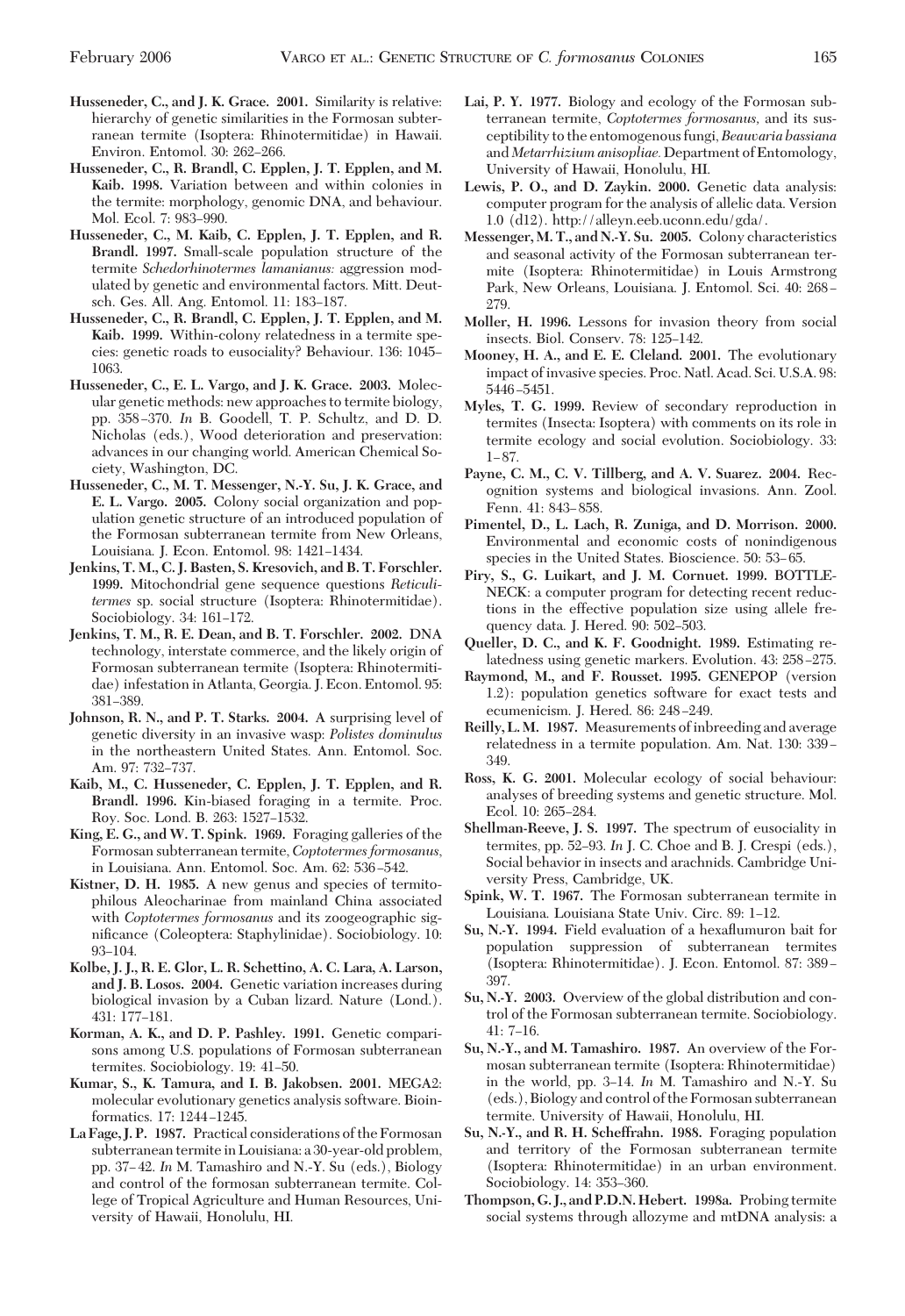**Husseneder, C., and J. K. Grace. 2001.** Similarity is relative: hierarchy of genetic similarities in the Formosan subterranean termite (Isoptera: Rhinotermitidae) in Hawaii. Environ. Entomol. 30: 262–266.

**Husseneder, C., R. Brandl, C. Epplen, J. T. Epplen, and M. Kaib. 1998.** Variation between and within colonies in the termite: morphology, genomic DNA, and behaviour. Mol. Ecol. 7: 983–990.

**Husseneder, C., M. Kaib, C. Epplen, J. T. Epplen, and R. Brandl. 1997.** Small-scale population structure of the termite *Schedorhinotermes lamanianus:* aggression modulated by genetic and environmental factors. Mitt. Deutsch. Ges. All. Ang. Entomol. 11: 183–187.

**Husseneder, C., R. Brandl, C. Epplen, J. T. Epplen, and M. Kaib. 1999.** Within-colony relatedness in a termite species: genetic roads to eusociality? Behaviour. 136: 1045–1063.

**Husseneder, C., E. L. Vargo, and J. K. Grace. 2003.** Molecular genetic methods: new approaches to termite biology, pp. 358–370. *In* B. Goodell, T. P. Schultz, and D. D. Nicholas (eds.), Wood deterioration and preservation: advances in our changing world. American Chemical Society, Washington, DC.

**Husseneder, C., M. T. Messenger, N.-Y. Su, J. K. Grace, and E. L. Vargo. 2005.** Colony social organization and population genetic structure of an introduced population of the Formosan subterranean termite from New Orleans, Louisiana. J. Econ. Entomol. 98: 1421–1434.

**Jenkins, T. M., C. J. Basten, S. Kresovich, and B. T. Forschler. 1999.** Mitochondrial gene sequence questions *Reticulitermes* sp. social structure (Isoptera: Rhinotermitidae). Sociobiology. 34: 161–172.

**Jenkins, T. M., R. E. Dean, and B. T. Forschler. 2002.** DNA technology, interstate commerce, and the likely origin of Formosan subterranean termite (Isoptera: Rhinotermitidae) infestation in Atlanta, Georgia. J. Econ. Entomol. 95: 381–389.

**Johnson, R. N., and P. T. Starks. 2004.** A surprising level of genetic diversity in an invasive wasp: *Polistes dominulus* in the northeastern United States. Ann. Entomol. Soc. Am. 97: 732–737.

**Kaib, M., C. Husseneder, C. Epplen, J. T. Epplen, and R. Brandl. 1996.** Kin-biased foraging in a termite. Proc. Roy. Soc. Lond. B. 263: 1527–1532.

**King, E. G., and W. T. Spink. 1969.** Foraging galleries of the Formosan subterranean termite, *Coptotermes formosanus*, in Louisiana. Ann. Entomol. Soc. Am. 62: 536–542.

**Kistner, D. H. 1985.** A new genus and species of termitophilous Aleocharinae from mainland China associated with *Coptotermes formosanus* and its zoogeographic significance (Coleoptera: Staphylinidae). Sociobiology. 10: 93–104.

**Kolbe, J. J., R. E. Glor, L. R. Schettino, A. C. Lara, A. Larson, and J. B. Losos. 2004.** Genetic variation increases during biological invasion by a Cuban lizard. Nature (Lond.). 431: 177–181.

**Korman, A. K., and D. P. Pashley. 1991.** Genetic comparisons among U.S. populations of Formosan subterranean termites. Sociobiology. 19: 41–50.

**Kumar, S., K. Tamura, and I. B. Jakobsen. 2001.** MEGA2: molecular evolutionary genetics analysis software. Bioinformatics. 17: 1244–1245.

**La Fage, J. P. 1987.** Practical considerations of the Formosan subterranean termite in Louisiana: a 30-year-old problem, pp. 37–42. *In* M. Tamashiro and N.-Y. Su (eds.), Biology and control of the formosan subterranean termite. College of Tropical Agriculture and Human Resources, University of Hawaii, Honolulu, HI.

**Lai, P. Y. 1977.** Biology and ecology of the Formosan subterranean termite, *Coptotermes formosanus,* and its susceptibility to the entomogenous fungi, *Beauvaria bassiana* and *Metarrhizium anisopliae.* Department of Entomology, University of Hawaii, Honolulu, HI.

**Lewis, P. O., and D. Zaykin. 2000.** Genetic data analysis: computer program for the analysis of allelic data. Version 1.0 (d12). http://alleyn.eeb.uconn.edu/gda/.

**Messenger, M. T., and N.-Y. Su. 2005.** Colony characteristics and seasonal activity of the Formosan subterranean termite (Isoptera: Rhinotermitidae) in Louis Armstrong Park, New Orleans, Louisiana. J. Entomol. Sci. 40: 268–279.

**Moller, H. 1996.** Lessons for invasion theory from social insects. Biol. Conserv. 78: 125–142.

**Mooney, H. A., and E. E. Cleland. 2001.** The evolutionary impact of invasive species. Proc. Natl. Acad. Sci. U.S.A. 98: 5446–5451.

**Myles, T. G. 1999.** Review of secondary reproduction in termites (Insecta: Isoptera) with comments on its role in termite ecology and social evolution. Sociobiology. 33: 1–87.

**Payne, C. M., C. V. Tillberg, and A. V. Suarez. 2004.** Recognition systems and biological invasions. Ann. Zool. Fenn. 41: 843–858.

**Pimentel, D., L. Lach, R. Zuniga, and D. Morrison. 2000.** Environmental and economic costs of nonindigenous species in the United States. Bioscience. 50: 53–65.

**Piry, S., G. Luikart, and J. M. Cornuet. 1999.** BOTTLENECK: a computer program for detecting recent reductions in the effective population size using allele frequency data. J. Hered. 90: 502–503.

**Queller, D. C., and K. F. Goodnight. 1989.** Estimating relatedness using genetic markers. Evolution. 43: 258–275.

**Raymond, M., and F. Rousset. 1995.** GENEPOP (version 1.2): population genetics software for exact tests and ecumenicism. J. Hered. 86: 248–249.

**Reilly, L. M. 1987.** Measurements of inbreeding and average relatedness in a termite population. Am. Nat. 130: 339–349.

**Ross, K. G. 2001.** Molecular ecology of social behaviour: analyses of breeding systems and genetic structure. Mol. Ecol. 10: 265–284.

**Shellman-Reeve, J. S. 1997.** The spectrum of eusociality in termites, pp. 52–93. *In* J. C. Choe and B. J. Crespi (eds.), Social behavior in insects and arachnids. Cambridge University Press, Cambridge, UK.

**Spink, W. T. 1967.** The Formosan subterranean termite in Louisiana. Louisiana State Univ. Circ. 89: 1–12.

**Su, N.-Y. 1994.** Field evaluation of a hexaflumuron bait for population suppression of subterranean termites (Isoptera: Rhinotermitidae). J. Econ. Entomol. 87: 389–397.

**Su, N.-Y. 2003.** Overview of the global distribution and control of the Formosan subterranean termite. Sociobiology. 41: 7–16.

**Su, N.-Y., and M. Tamashiro. 1987.** An overview of the Formosan subterranean termite (Isoptera: Rhinotermitidae) in the world, pp. 3–14. *In* M. Tamashiro and N.-Y. Su (eds.), Biology and control of the Formosan subterranean termite. University of Hawaii, Honolulu, HI.

**Su, N.-Y., and R. H. Scheffrahn. 1988.** Foraging population and territory of the Formosan subterranean termite (Isoptera: Rhinotermitidae) in an urban environment. Sociobiology. 14: 353–360.

**Thompson, G. J., and P. D. N. Hebert. 1998a.** Probing termite social systems through allozyme and mtDNA analysis: a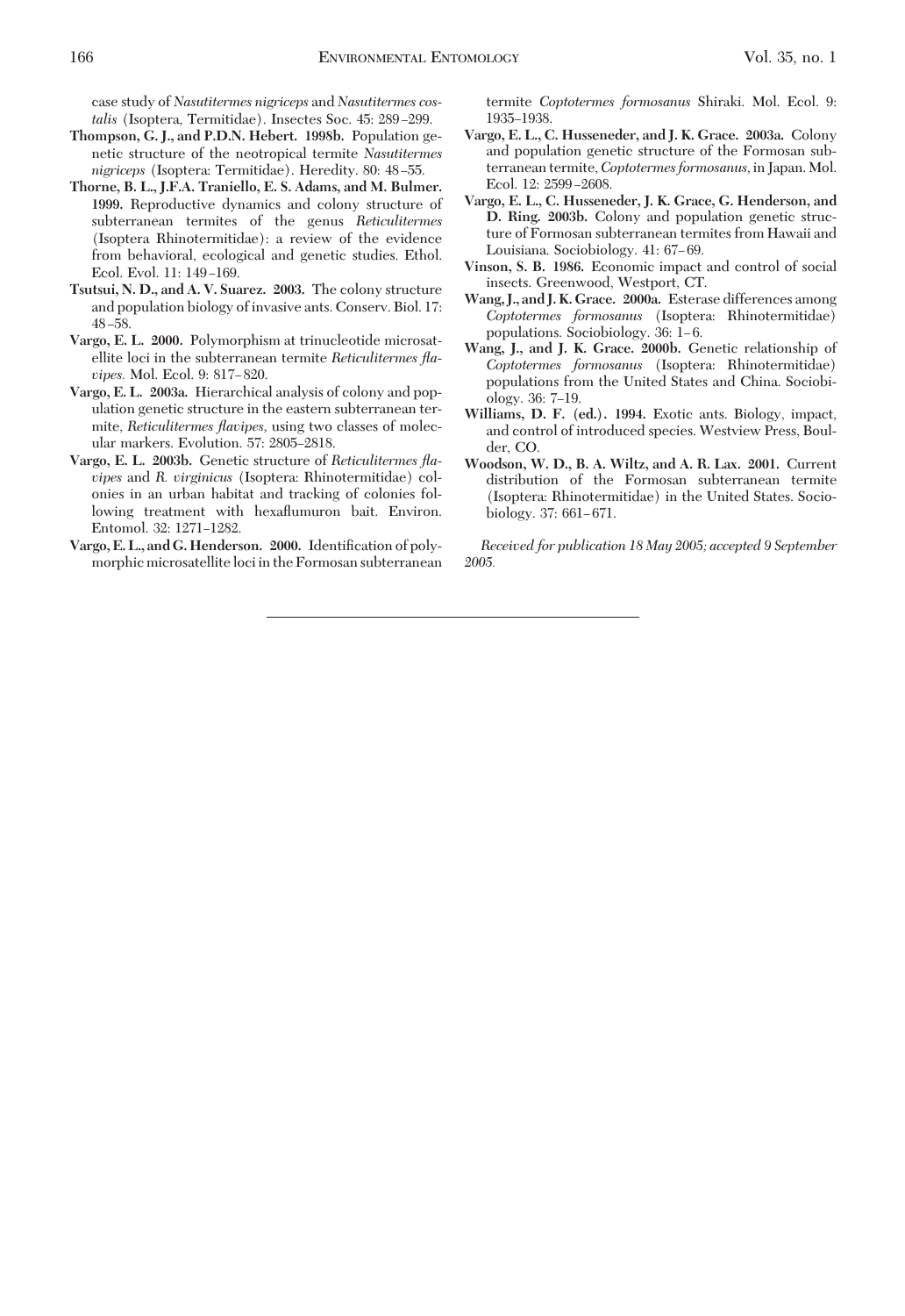case study of *Nasutitermes nigriceps* and *Nasutitermes costalis* (Isoptera, Termitidae). Insectes Soc. 45: 289–299.

**Thompson, G. J., and P.D.N. Hebert. 1998b.** Population genetic structure of the neotropical termite *Nasutitermes nigriceps* (Isoptera: Termitidae). Heredity. 80: 48–55.

**Thorne, B. L., J.F.A. Traniello, E. S. Adams, and M. Bulmer. 1999.** Reproductive dynamics and colony structure of subterranean termites of the genus *Reticulitermes* (Isoptera Rhinotermitidae): a review of the evidence from behavioral, ecological and genetic studies. Ethol. Ecol. Evol. 11: 149–169.

**Tsutsui, N. D., and A. V. Suarez. 2003.** The colony structure and population biology of invasive ants. Conserv. Biol. 17: 48–58.

**Vargo, E. L. 2000.** Polymorphism at trinucleotide microsatellite loci in the subterranean termite *Reticulitermes flavipes.* Mol. Ecol. 9: 817–820.

**Vargo, E. L. 2003a.** Hierarchical analysis of colony and population genetic structure in the eastern subterranean termite, *Reticulitermes flavipes,* using two classes of molecular markers. Evolution. 57: 2805–2818.

**Vargo, E. L. 2003b.** Genetic structure of *Reticulitermes flavipes* and *R. virginicus* (Isoptera: Rhinotermitidae) colonies in an urban habitat and tracking of colonies following treatment with hexaflumuron bait. Environ. Entomol. 32: 1271–1282.

**Vargo, E. L., and G. Henderson. 2000.** Identification of polymorphic microsatellite loci in the Formosan subterranean termite *Coptotermes formosanus* Shiraki. Mol. Ecol. 9: 1935–1938.

**Vargo, E. L., C. Husseneder, and J. K. Grace. 2003a.** Colony and population genetic structure of the Formosan subterranean termite, *Coptotermes formosanus,* in Japan. Mol. Ecol. 12: 2599–2608.

**Vargo, E. L., C. Husseneder, J. K. Grace, G. Henderson, and D. Ring. 2003b.** Colony and population genetic structure of Formosan subterranean termites from Hawaii and Louisiana. Sociobiology. 41: 67–69.

**Vinson, S. B. 1986.** Economic impact and control of social insects. Greenwood, Westport, CT.

**Wang, J., and J. K. Grace. 2000a.** Esterase differences among *Coptotermes formosanus* (Isoptera: Rhinotermitidae) populations. Sociobiology. 36: 1–6.

**Wang, J., and J. K. Grace. 2000b.** Genetic relationship of *Coptotermes formosanus* (Isoptera: Rhinotermitidae) populations from the United States and China. Sociobiology. 36: 7–19.

**Williams, D. F. (ed.). 1994.** Exotic ants. Biology, impact, and control of introduced species. Westview Press, Boulder, CO.

**Woodson, W. D., B. A. Wiltz, and A. R. Lax. 2001.** Current distribution of the Formosan subterranean termite (Isoptera: Rhinotermitidae) in the United States. Sociobiology. 37: 661–671.

*Received for publication 18 May 2005; accepted 9 September 2005.*